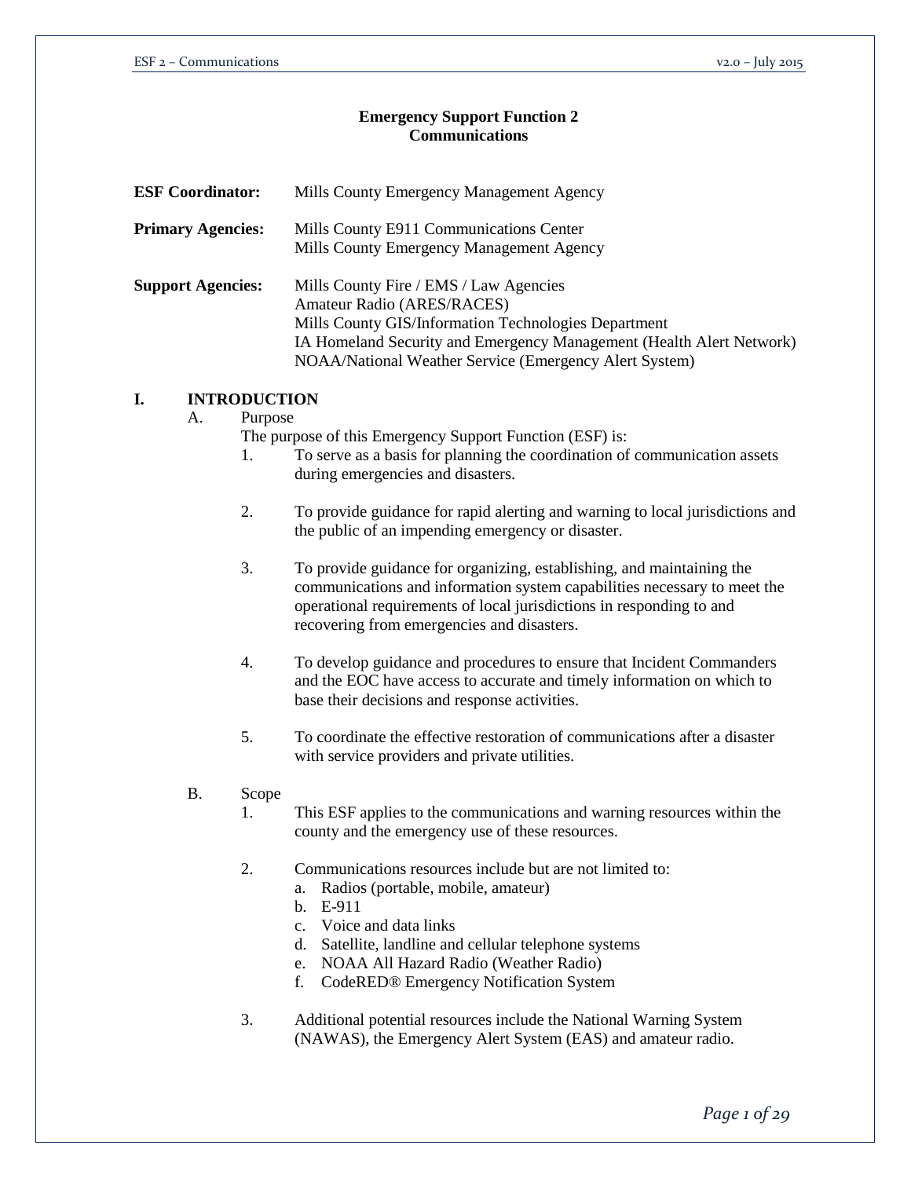# Emergency Support Function 2
## Communications

**ESF Coordinator:** Mills County Emergency Management Agency

**Primary Agencies:** Mills County E911 Communications Center
Mills County Emergency Management Agency

**Support Agencies:** Mills County Fire / EMS / Law Agencies
Amateur Radio (ARES/RACES)
Mills County GIS/Information Technologies Department
IA Homeland Security and Emergency Management (Health Alert Network)
NOAA/National Weather Service (Emergency Alert System)

## I. INTRODUCTION

### A. Purpose

The purpose of this Emergency Support Function (ESF) is:

1. To serve as a basis for planning the coordination of communication assets during emergencies and disasters.

2. To provide guidance for rapid alerting and warning to local jurisdictions and the public of an impending emergency or disaster.

3. To provide guidance for organizing, establishing, and maintaining the communications and information system capabilities necessary to meet the operational requirements of local jurisdictions in responding to and recovering from emergencies and disasters.

4. To develop guidance and procedures to ensure that Incident Commanders and the EOC have access to accurate and timely information on which to base their decisions and response activities.

5. To coordinate the effective restoration of communications after a disaster with service providers and private utilities.

### B. Scope

1. This ESF applies to the communications and warning resources within the county and the emergency use of these resources.

2. Communications resources include but are not limited to:
   a. Radios (portable, mobile, amateur)
   b. E-911
   c. Voice and data links
   d. Satellite, landline and cellular telephone systems
   e. NOAA All Hazard Radio (Weather Radio)
   f. CodeRED® Emergency Notification System

3. Additional potential resources include the National Warning System (NAWAS), the Emergency Alert System (EAS) and amateur radio.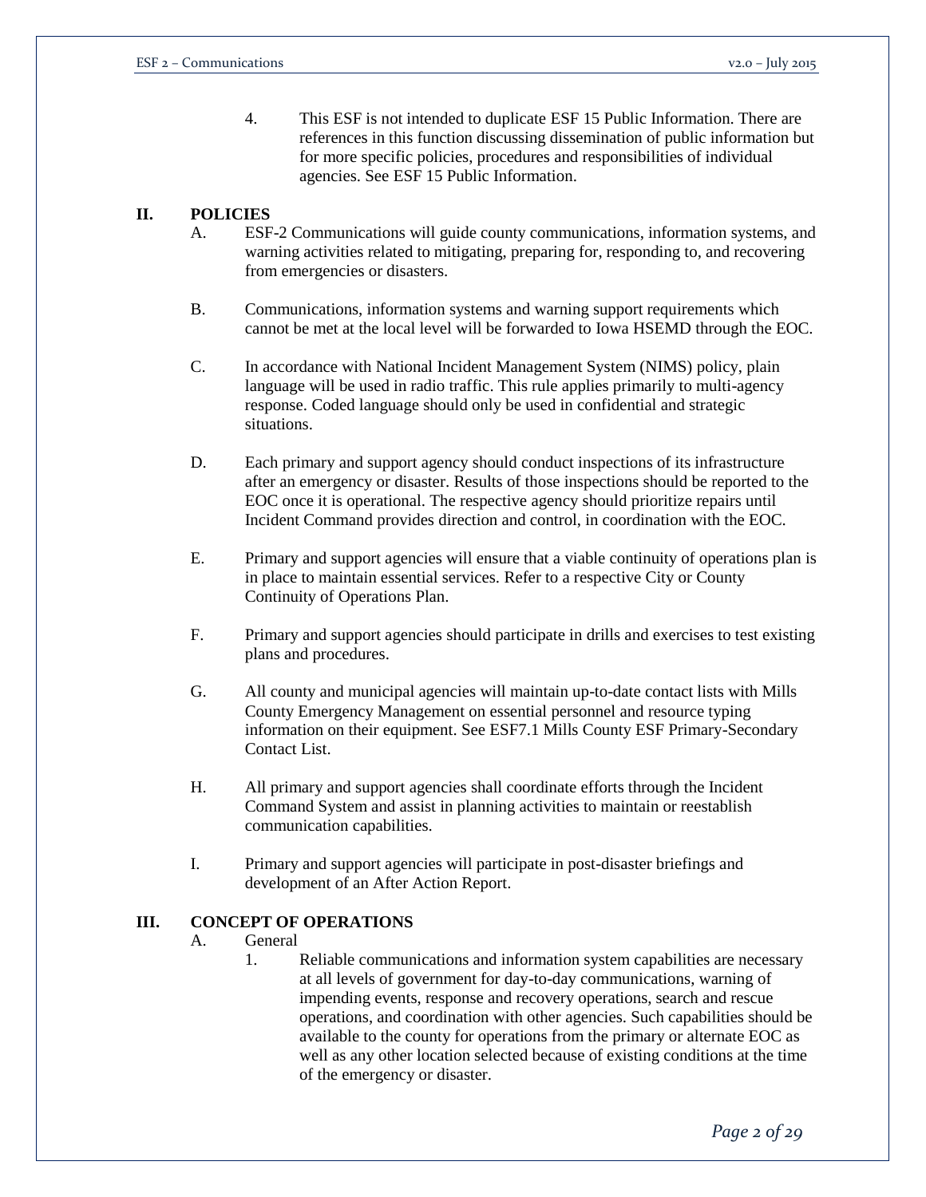4. This ESF is not intended to duplicate ESF 15 Public Information. There are references in this function discussing dissemination of public information but for more specific policies, procedures and responsibilities of individual agencies. See ESF 15 Public Information.

## II. POLICIES

A. ESF-2 Communications will guide county communications, information systems, and warning activities related to mitigating, preparing for, responding to, and recovering from emergencies or disasters.

B. Communications, information systems and warning support requirements which cannot be met at the local level will be forwarded to Iowa HSEMD through the EOC.

C. In accordance with National Incident Management System (NIMS) policy, plain language will be used in radio traffic. This rule applies primarily to multi-agency response. Coded language should only be used in confidential and strategic situations.

D. Each primary and support agency should conduct inspections of its infrastructure after an emergency or disaster. Results of those inspections should be reported to the EOC once it is operational. The respective agency should prioritize repairs until Incident Command provides direction and control, in coordination with the EOC.

E. Primary and support agencies will ensure that a viable continuity of operations plan is in place to maintain essential services. Refer to a respective City or County Continuity of Operations Plan.

F. Primary and support agencies should participate in drills and exercises to test existing plans and procedures.

G. All county and municipal agencies will maintain up-to-date contact lists with Mills County Emergency Management on essential personnel and resource typing information on their equipment. See ESF7.1 Mills County ESF Primary-Secondary Contact List.

H. All primary and support agencies shall coordinate efforts through the Incident Command System and assist in planning activities to maintain or reestablish communication capabilities.

I. Primary and support agencies will participate in post-disaster briefings and development of an After Action Report.

## III. CONCEPT OF OPERATIONS

A. General

1. Reliable communications and information system capabilities are necessary at all levels of government for day-to-day communications, warning of impending events, response and recovery operations, search and rescue operations, and coordination with other agencies. Such capabilities should be available to the county for operations from the primary or alternate EOC as well as any other location selected because of existing conditions at the time of the emergency or disaster.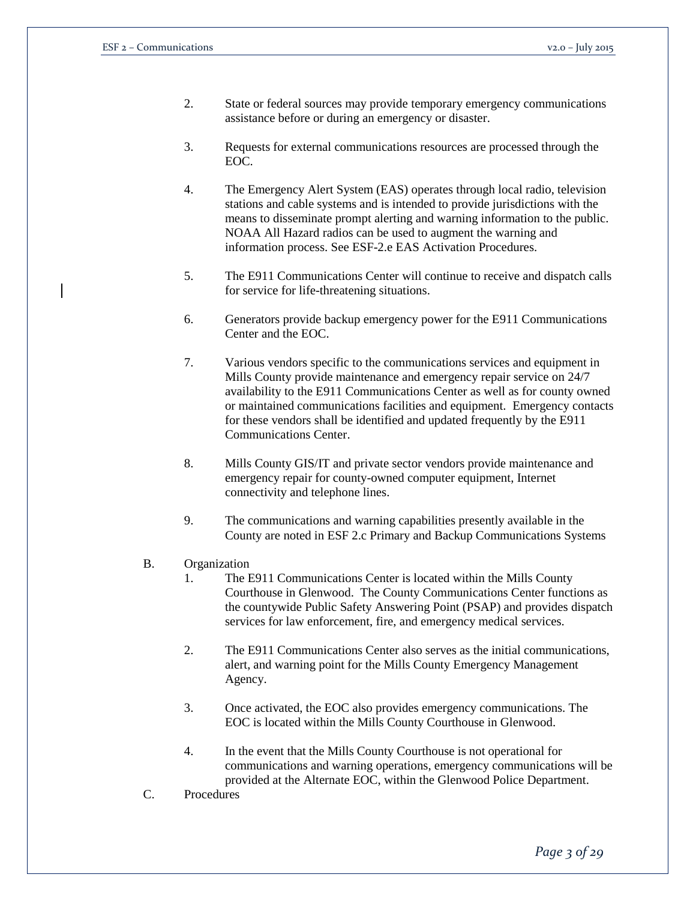2. State or federal sources may provide temporary emergency communications assistance before or during an emergency or disaster.

3. Requests for external communications resources are processed through the EOC.

4. The Emergency Alert System (EAS) operates through local radio, television stations and cable systems and is intended to provide jurisdictions with the means to disseminate prompt alerting and warning information to the public. NOAA All Hazard radios can be used to augment the warning and information process. See ESF-2.e EAS Activation Procedures.

5. The E911 Communications Center will continue to receive and dispatch calls for service for life-threatening situations.

6. Generators provide backup emergency power for the E911 Communications Center and the EOC.

7. Various vendors specific to the communications services and equipment in Mills County provide maintenance and emergency repair service on 24/7 availability to the E911 Communications Center as well as for county owned or maintained communications facilities and equipment. Emergency contacts for these vendors shall be identified and updated frequently by the E911 Communications Center.

8. Mills County GIS/IT and private sector vendors provide maintenance and emergency repair for county-owned computer equipment, Internet connectivity and telephone lines.

9. The communications and warning capabilities presently available in the County are noted in ESF 2.c Primary and Backup Communications Systems

B. Organization

1. The E911 Communications Center is located within the Mills County Courthouse in Glenwood. The County Communications Center functions as the countywide Public Safety Answering Point (PSAP) and provides dispatch services for law enforcement, fire, and emergency medical services.

2. The E911 Communications Center also serves as the initial communications, alert, and warning point for the Mills County Emergency Management Agency.

3. Once activated, the EOC also provides emergency communications. The EOC is located within the Mills County Courthouse in Glenwood.

4. In the event that the Mills County Courthouse is not operational for communications and warning operations, emergency communications will be provided at the Alternate EOC, within the Glenwood Police Department.

C. Procedures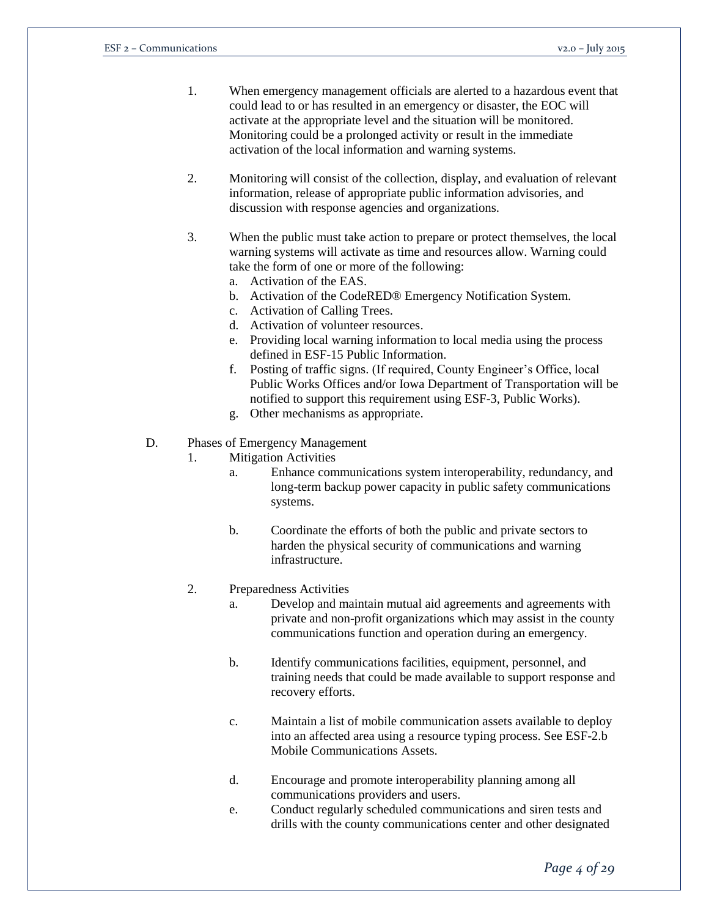1. When emergency management officials are alerted to a hazardous event that could lead to or has resulted in an emergency or disaster, the EOC will activate at the appropriate level and the situation will be monitored. Monitoring could be a prolonged activity or result in the immediate activation of the local information and warning systems.

2. Monitoring will consist of the collection, display, and evaluation of relevant information, release of appropriate public information advisories, and discussion with response agencies and organizations.

3. When the public must take action to prepare or protect themselves, the local warning systems will activate as time and resources allow. Warning could take the form of one or more of the following:
   a. Activation of the EAS.
   b. Activation of the CodeRED® Emergency Notification System.
   c. Activation of Calling Trees.
   d. Activation of volunteer resources.
   e. Providing local warning information to local media using the process defined in ESF-15 Public Information.
   f. Posting of traffic signs. (If required, County Engineer's Office, local Public Works Offices and/or Iowa Department of Transportation will be notified to support this requirement using ESF-3, Public Works).
   g. Other mechanisms as appropriate.

D. Phases of Emergency Management

1. Mitigation Activities
   a. Enhance communications system interoperability, redundancy, and long-term backup power capacity in public safety communications systems.

   b. Coordinate the efforts of both the public and private sectors to harden the physical security of communications and warning infrastructure.

2. Preparedness Activities
   a. Develop and maintain mutual aid agreements and agreements with private and non-profit organizations which may assist in the county communications function and operation during an emergency.

   b. Identify communications facilities, equipment, personnel, and training needs that could be made available to support response and recovery efforts.

   c. Maintain a list of mobile communication assets available to deploy into an affected area using a resource typing process. See ESF-2.b Mobile Communications Assets.

   d. Encourage and promote interoperability planning among all communications providers and users.
   e. Conduct regularly scheduled communications and siren tests and drills with the county communications center and other designated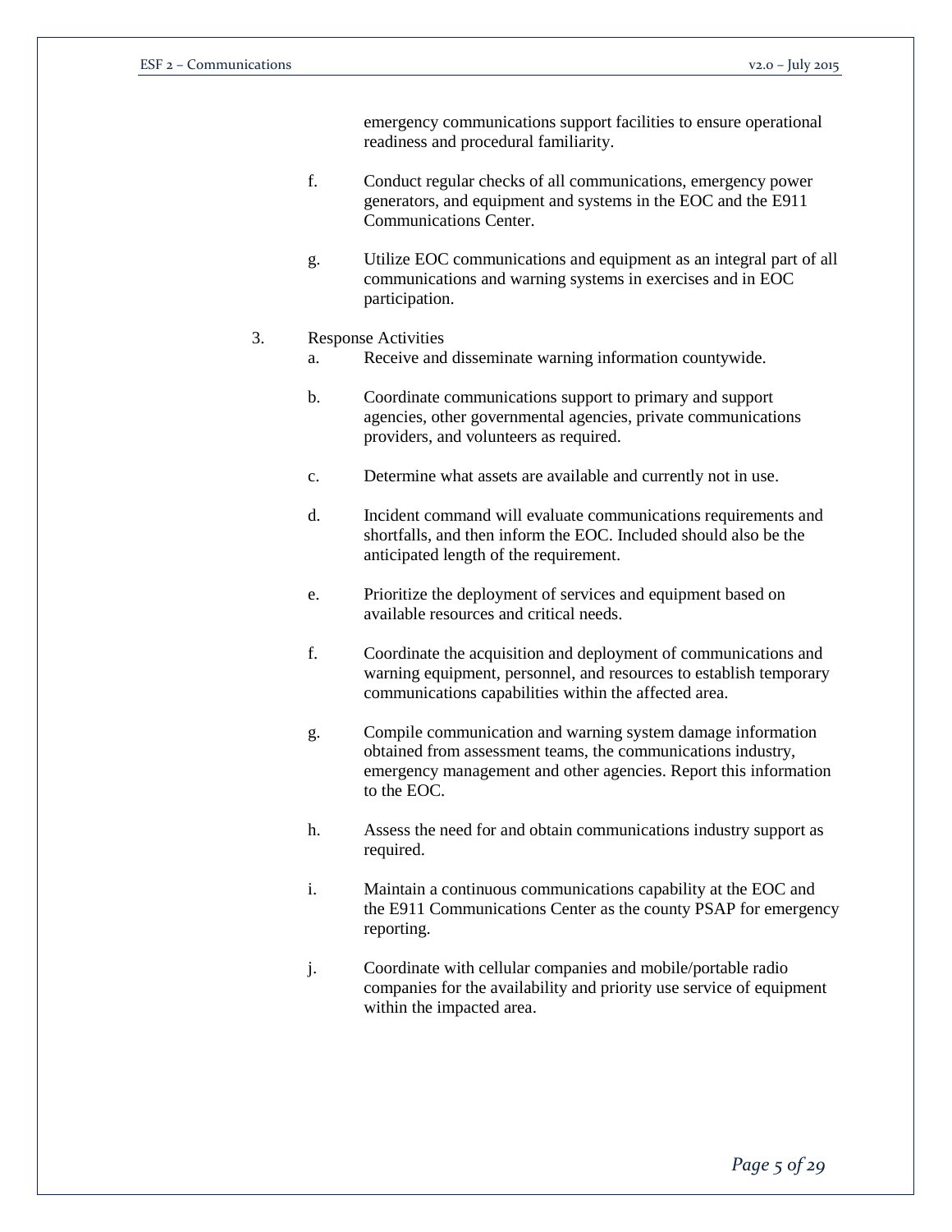emergency communications support facilities to ensure operational readiness and procedural familiarity.

f. Conduct regular checks of all communications, emergency power generators, and equipment and systems in the EOC and the E911 Communications Center.

g. Utilize EOC communications and equipment as an integral part of all communications and warning systems in exercises and in EOC participation.

3. Response Activities

   a. Receive and disseminate warning information countywide.

   b. Coordinate communications support to primary and support agencies, other governmental agencies, private communications providers, and volunteers as required.

   c. Determine what assets are available and currently not in use.

   d. Incident command will evaluate communications requirements and shortfalls, and then inform the EOC. Included should also be the anticipated length of the requirement.

   e. Prioritize the deployment of services and equipment based on available resources and critical needs.

   f. Coordinate the acquisition and deployment of communications and warning equipment, personnel, and resources to establish temporary communications capabilities within the affected area.

   g. Compile communication and warning system damage information obtained from assessment teams, the communications industry, emergency management and other agencies. Report this information to the EOC.

   h. Assess the need for and obtain communications industry support as required.

   i. Maintain a continuous communications capability at the EOC and the E911 Communications Center as the county PSAP for emergency reporting.

   j. Coordinate with cellular companies and mobile/portable radio companies for the availability and priority use service of equipment within the impacted area.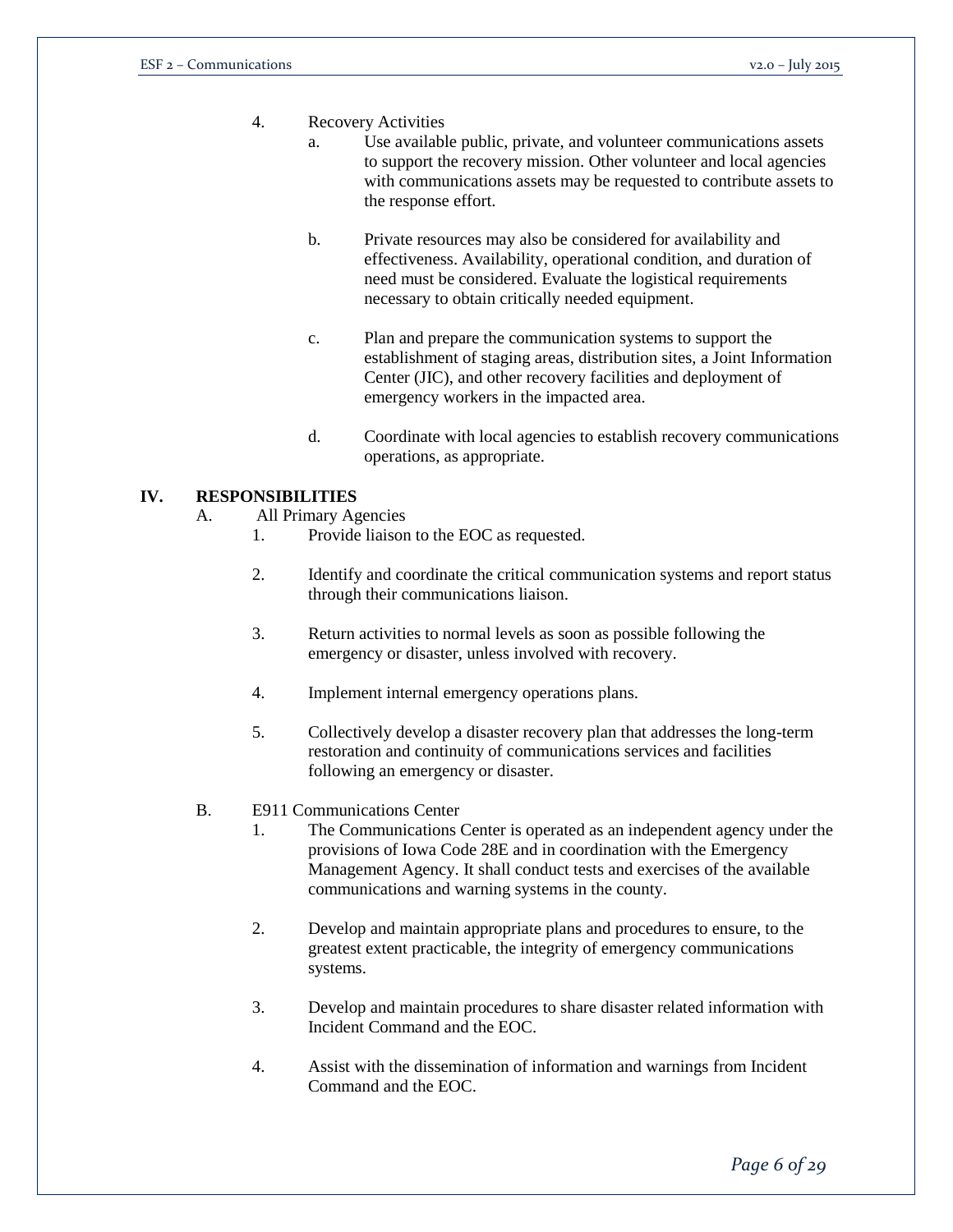4. Recovery Activities
    a. Use available public, private, and volunteer communications assets to support the recovery mission. Other volunteer and local agencies with communications assets may be requested to contribute assets to the response effort.

    b. Private resources may also be considered for availability and effectiveness. Availability, operational condition, and duration of need must be considered. Evaluate the logistical requirements necessary to obtain critically needed equipment.

    c. Plan and prepare the communication systems to support the establishment of staging areas, distribution sites, a Joint Information Center (JIC), and other recovery facilities and deployment of emergency workers in the impacted area.

    d. Coordinate with local agencies to establish recovery communications operations, as appropriate.

## IV. RESPONSIBILITIES

A. All Primary Agencies

1. Provide liaison to the EOC as requested.

2. Identify and coordinate the critical communication systems and report status through their communications liaison.

3. Return activities to normal levels as soon as possible following the emergency or disaster, unless involved with recovery.

4. Implement internal emergency operations plans.

5. Collectively develop a disaster recovery plan that addresses the long-term restoration and continuity of communications services and facilities following an emergency or disaster.

B. E911 Communications Center

1. The Communications Center is operated as an independent agency under the provisions of Iowa Code 28E and in coordination with the Emergency Management Agency. It shall conduct tests and exercises of the available communications and warning systems in the county.

2. Develop and maintain appropriate plans and procedures to ensure, to the greatest extent practicable, the integrity of emergency communications systems.

3. Develop and maintain procedures to share disaster related information with Incident Command and the EOC.

4. Assist with the dissemination of information and warnings from Incident Command and the EOC.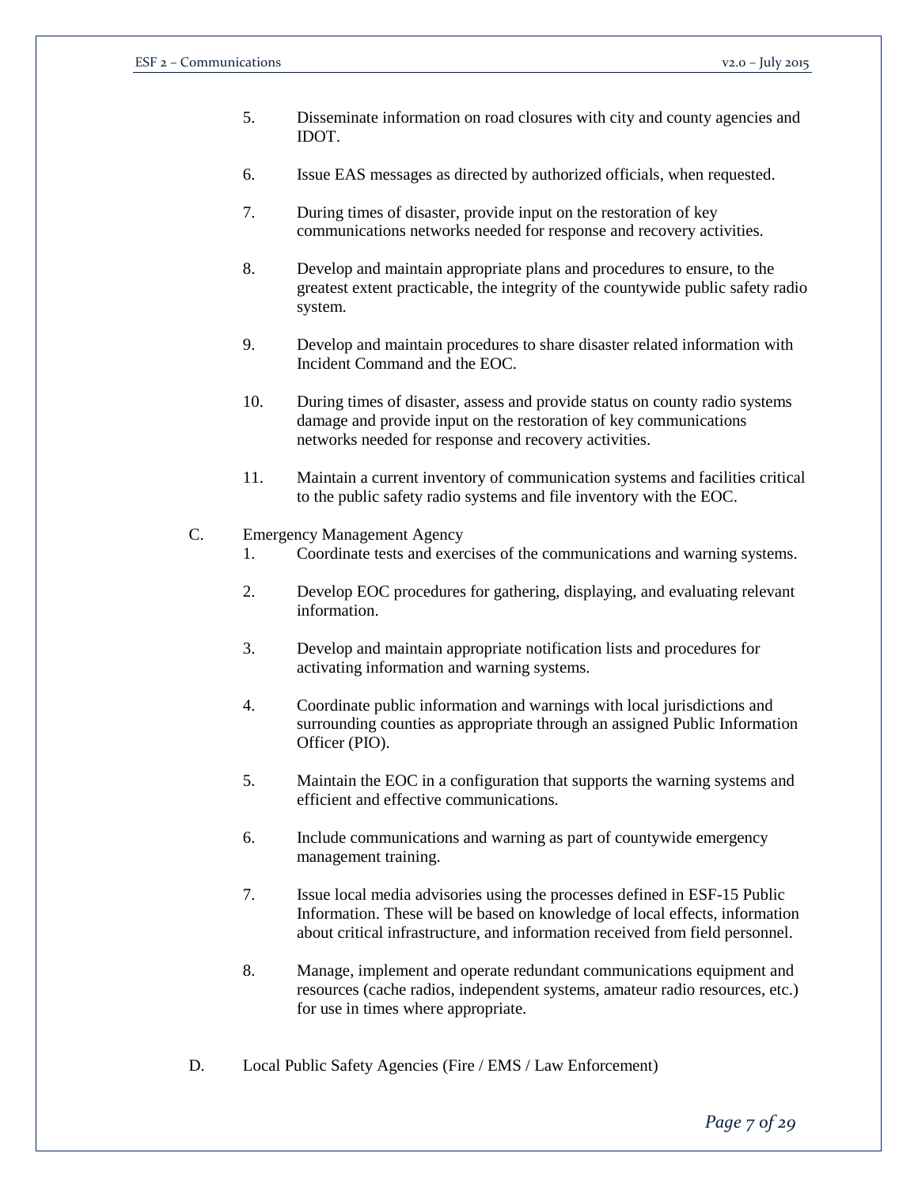5. Disseminate information on road closures with city and county agencies and IDOT.

6. Issue EAS messages as directed by authorized officials, when requested.

7. During times of disaster, provide input on the restoration of key communications networks needed for response and recovery activities.

8. Develop and maintain appropriate plans and procedures to ensure, to the greatest extent practicable, the integrity of the countywide public safety radio system.

9. Develop and maintain procedures to share disaster related information with Incident Command and the EOC.

10. During times of disaster, assess and provide status on county radio systems damage and provide input on the restoration of key communications networks needed for response and recovery activities.

11. Maintain a current inventory of communication systems and facilities critical to the public safety radio systems and file inventory with the EOC.

C. Emergency Management Agency

1. Coordinate tests and exercises of the communications and warning systems.

2. Develop EOC procedures for gathering, displaying, and evaluating relevant information.

3. Develop and maintain appropriate notification lists and procedures for activating information and warning systems.

4. Coordinate public information and warnings with local jurisdictions and surrounding counties as appropriate through an assigned Public Information Officer (PIO).

5. Maintain the EOC in a configuration that supports the warning systems and efficient and effective communications.

6. Include communications and warning as part of countywide emergency management training.

7. Issue local media advisories using the processes defined in ESF-15 Public Information. These will be based on knowledge of local effects, information about critical infrastructure, and information received from field personnel.

8. Manage, implement and operate redundant communications equipment and resources (cache radios, independent systems, amateur radio resources, etc.) for use in times where appropriate.

D. Local Public Safety Agencies (Fire / EMS / Law Enforcement)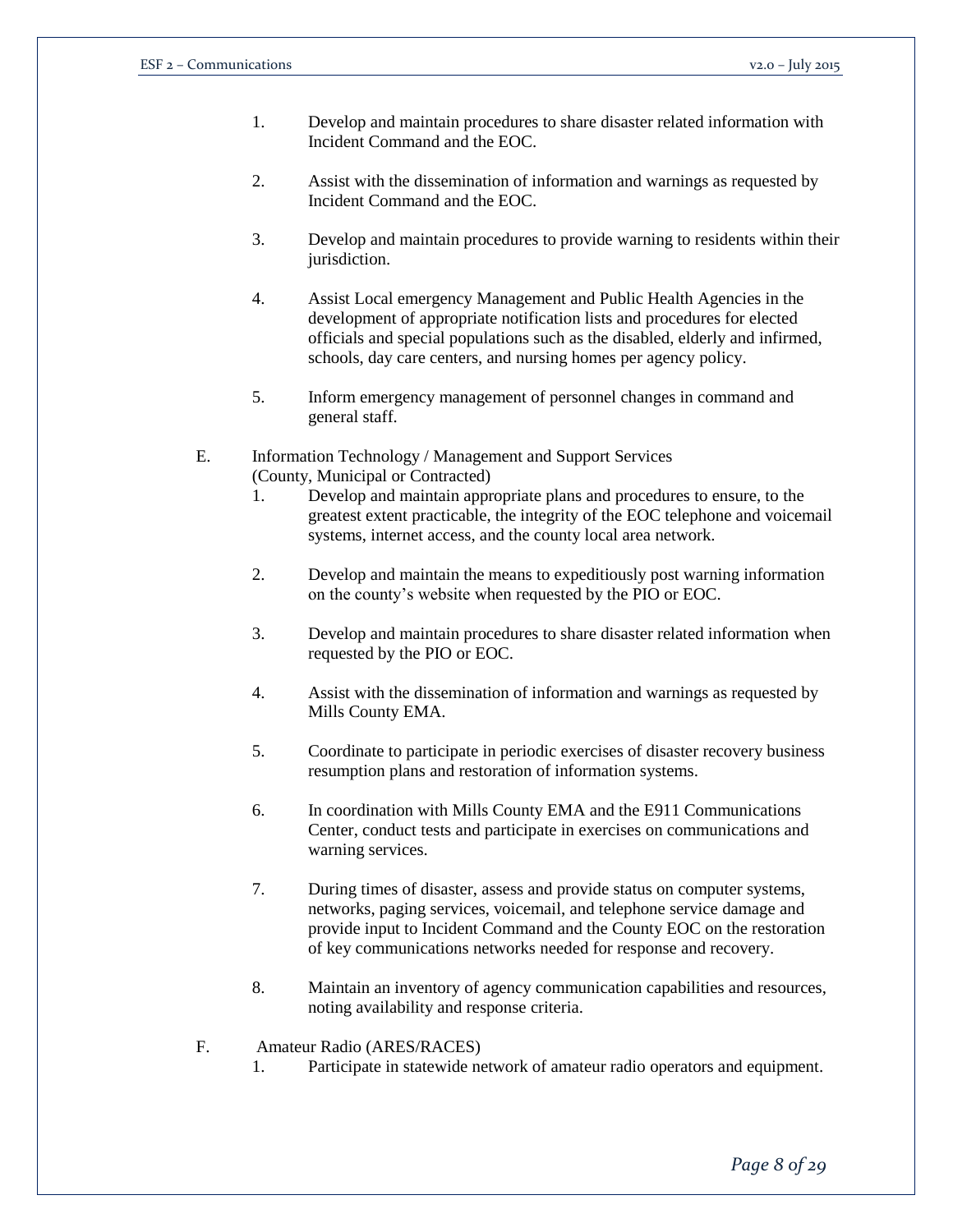1. Develop and maintain procedures to share disaster related information with Incident Command and the EOC.

2. Assist with the dissemination of information and warnings as requested by Incident Command and the EOC.

3. Develop and maintain procedures to provide warning to residents within their jurisdiction.

4. Assist Local emergency Management and Public Health Agencies in the development of appropriate notification lists and procedures for elected officials and special populations such as the disabled, elderly and infirmed, schools, day care centers, and nursing homes per agency policy.

5. Inform emergency management of personnel changes in command and general staff.

E. Information Technology / Management and Support Services (County, Municipal or Contracted)

1. Develop and maintain appropriate plans and procedures to ensure, to the greatest extent practicable, the integrity of the EOC telephone and voicemail systems, internet access, and the county local area network.

2. Develop and maintain the means to expeditiously post warning information on the county's website when requested by the PIO or EOC.

3. Develop and maintain procedures to share disaster related information when requested by the PIO or EOC.

4. Assist with the dissemination of information and warnings as requested by Mills County EMA.

5. Coordinate to participate in periodic exercises of disaster recovery business resumption plans and restoration of information systems.

6. In coordination with Mills County EMA and the E911 Communications Center, conduct tests and participate in exercises on communications and warning services.

7. During times of disaster, assess and provide status on computer systems, networks, paging services, voicemail, and telephone service damage and provide input to Incident Command and the County EOC on the restoration of key communications networks needed for response and recovery.

8. Maintain an inventory of agency communication capabilities and resources, noting availability and response criteria.

F. Amateur Radio (ARES/RACES)

1. Participate in statewide network of amateur radio operators and equipment.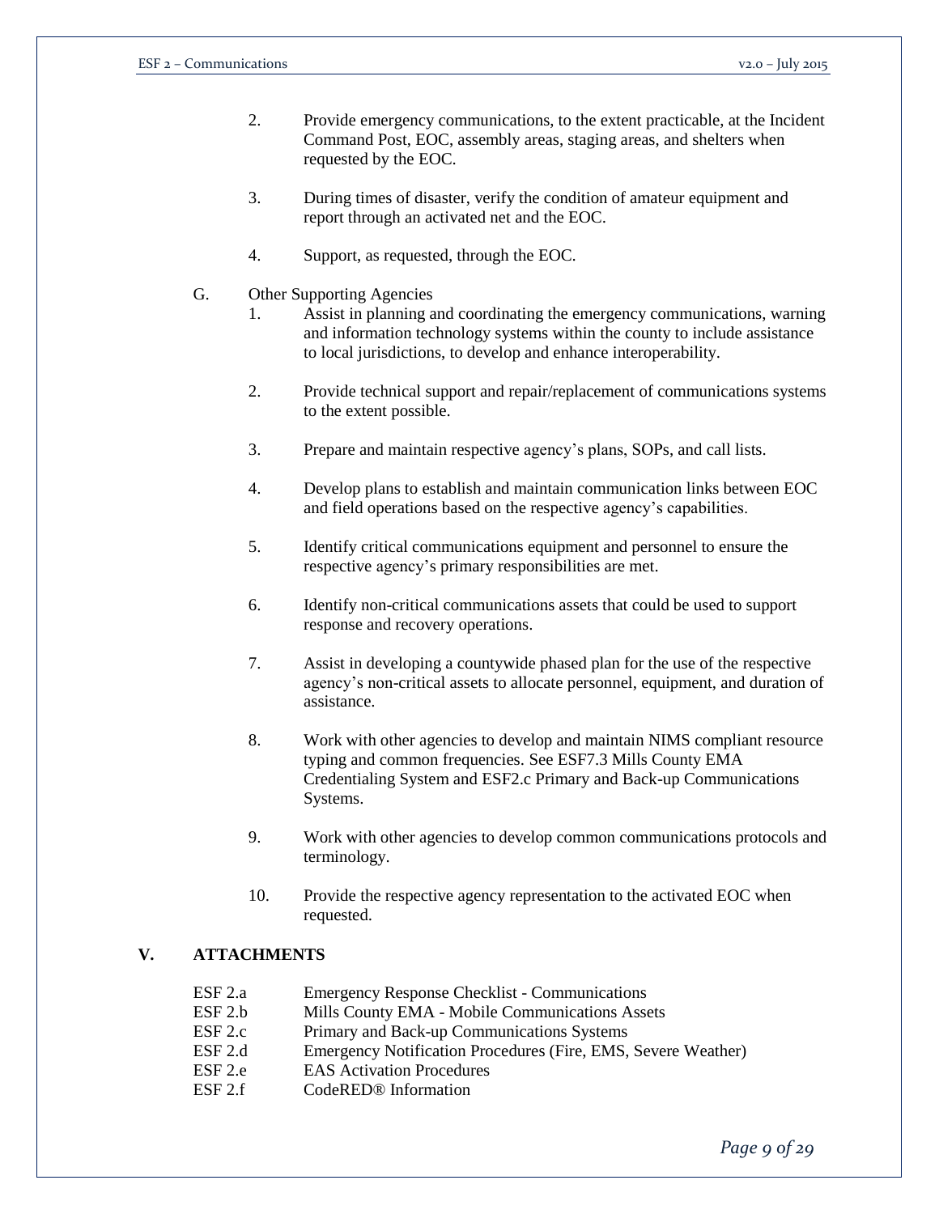2. Provide emergency communications, to the extent practicable, at the Incident Command Post, EOC, assembly areas, staging areas, and shelters when requested by the EOC.

3. During times of disaster, verify the condition of amateur equipment and report through an activated net and the EOC.

4. Support, as requested, through the EOC.

G. Other Supporting Agencies

1. Assist in planning and coordinating the emergency communications, warning and information technology systems within the county to include assistance to local jurisdictions, to develop and enhance interoperability.

2. Provide technical support and repair/replacement of communications systems to the extent possible.

3. Prepare and maintain respective agency's plans, SOPs, and call lists.

4. Develop plans to establish and maintain communication links between EOC and field operations based on the respective agency's capabilities.

5. Identify critical communications equipment and personnel to ensure the respective agency's primary responsibilities are met.

6. Identify non-critical communications assets that could be used to support response and recovery operations.

7. Assist in developing a countywide phased plan for the use of the respective agency's non-critical assets to allocate personnel, equipment, and duration of assistance.

8. Work with other agencies to develop and maintain NIMS compliant resource typing and common frequencies. See ESF7.3 Mills County EMA Credentialing System and ESF2.c Primary and Back-up Communications Systems.

9. Work with other agencies to develop common communications protocols and terminology.

10. Provide the respective agency representation to the activated EOC when requested.

## V. ATTACHMENTS

- ESF 2.a Emergency Response Checklist - Communications
- ESF 2.b Mills County EMA - Mobile Communications Assets
- ESF 2.c Primary and Back-up Communications Systems
- ESF 2.d Emergency Notification Procedures (Fire, EMS, Severe Weather)
- ESF 2.e EAS Activation Procedures
- ESF 2.f CodeRED® Information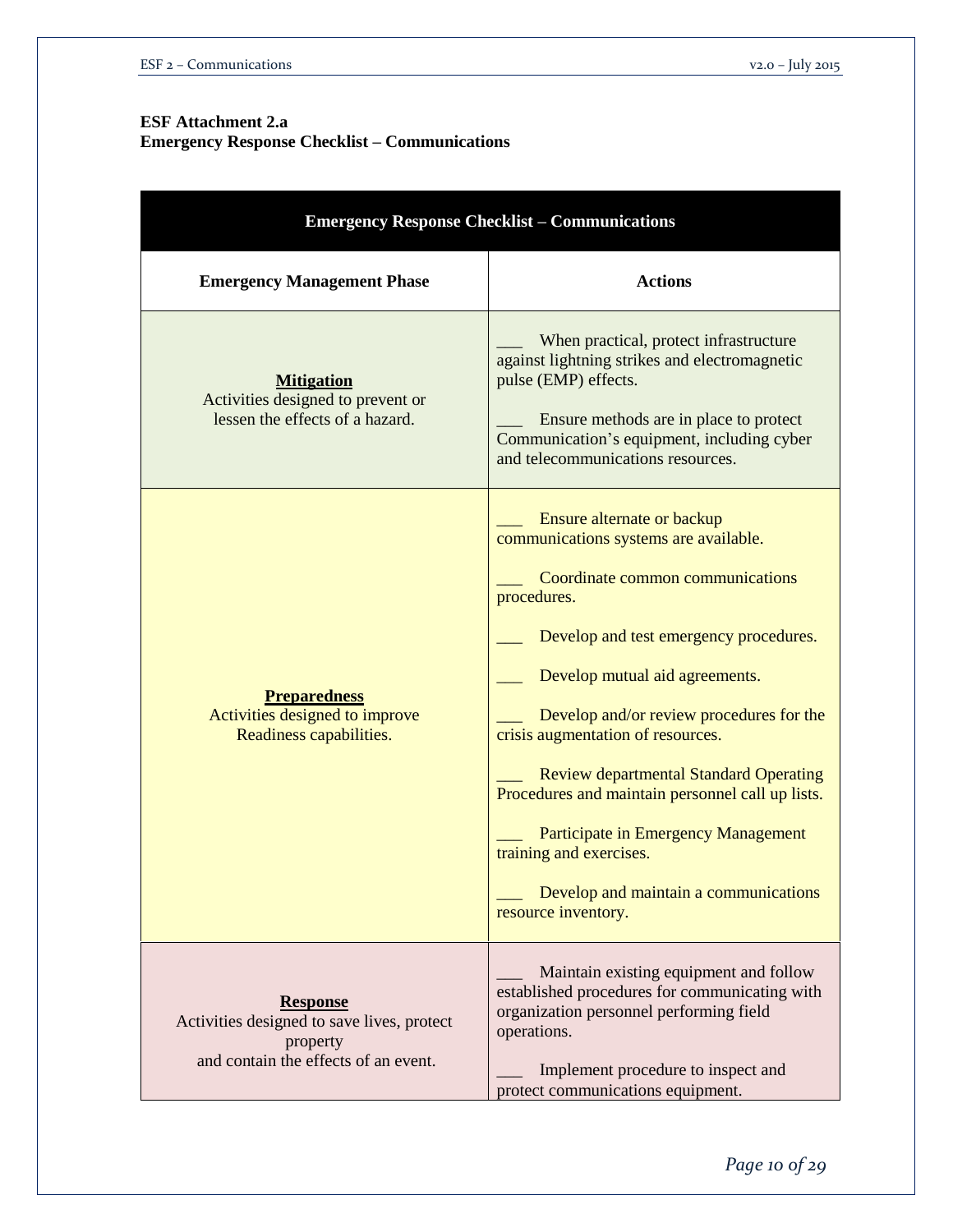**ESF Attachment 2.a**
**Emergency Response Checklist – Communications**

| Emergency Response Checklist – Communications | |
|---|---|
| **Emergency Management Phase** | **Actions** |
| **Mitigation** Activities designed to prevent or lessen the effects of a hazard. | ___ When practical, protect infrastructure against lightning strikes and electromagnetic pulse (EMP) effects.<br><br>___ Ensure methods are in place to protect Communication's equipment, including cyber and telecommunications resources. |
| **Preparedness** Activities designed to improve Readiness capabilities. | ___ Ensure alternate or backup communications systems are available.<br><br>___ Coordinate common communications procedures.<br><br>___ Develop and test emergency procedures.<br><br>___ Develop mutual aid agreements.<br><br>___ Develop and/or review procedures for the crisis augmentation of resources.<br><br>___ Review departmental Standard Operating Procedures and maintain personnel call up lists.<br><br>___ Participate in Emergency Management training and exercises.<br><br>___ Develop and maintain a communications resource inventory. |
| **Response** Activities designed to save lives, protect property and contain the effects of an event. | ___ Maintain existing equipment and follow established procedures for communicating with organization personnel performing field operations.<br><br>___ Implement procedure to inspect and protect communications equipment. |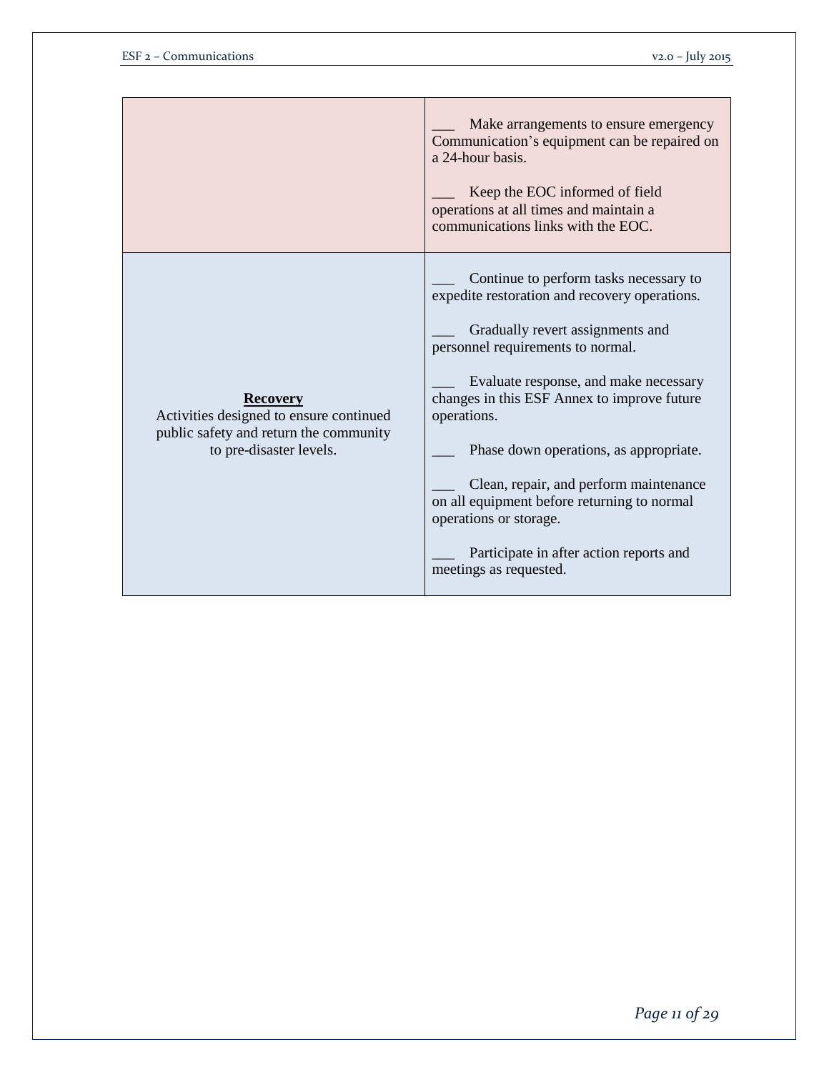| | |
|---|---|
| | ___ Make arrangements to ensure emergency Communication's equipment can be repaired on a 24-hour basis.<br><br>___ Keep the EOC informed of field operations at all times and maintain a communications links with the EOC. |
| **Recovery**<br>Activities designed to ensure continued public safety and return the community to pre-disaster levels. | ___ Continue to perform tasks necessary to expedite restoration and recovery operations.<br><br>___ Gradually revert assignments and personnel requirements to normal.<br><br>___ Evaluate response, and make necessary changes in this ESF Annex to improve future operations.<br><br>___ Phase down operations, as appropriate.<br><br>___ Clean, repair, and perform maintenance on all equipment before returning to normal operations or storage.<br><br>___ Participate in after action reports and meetings as requested. |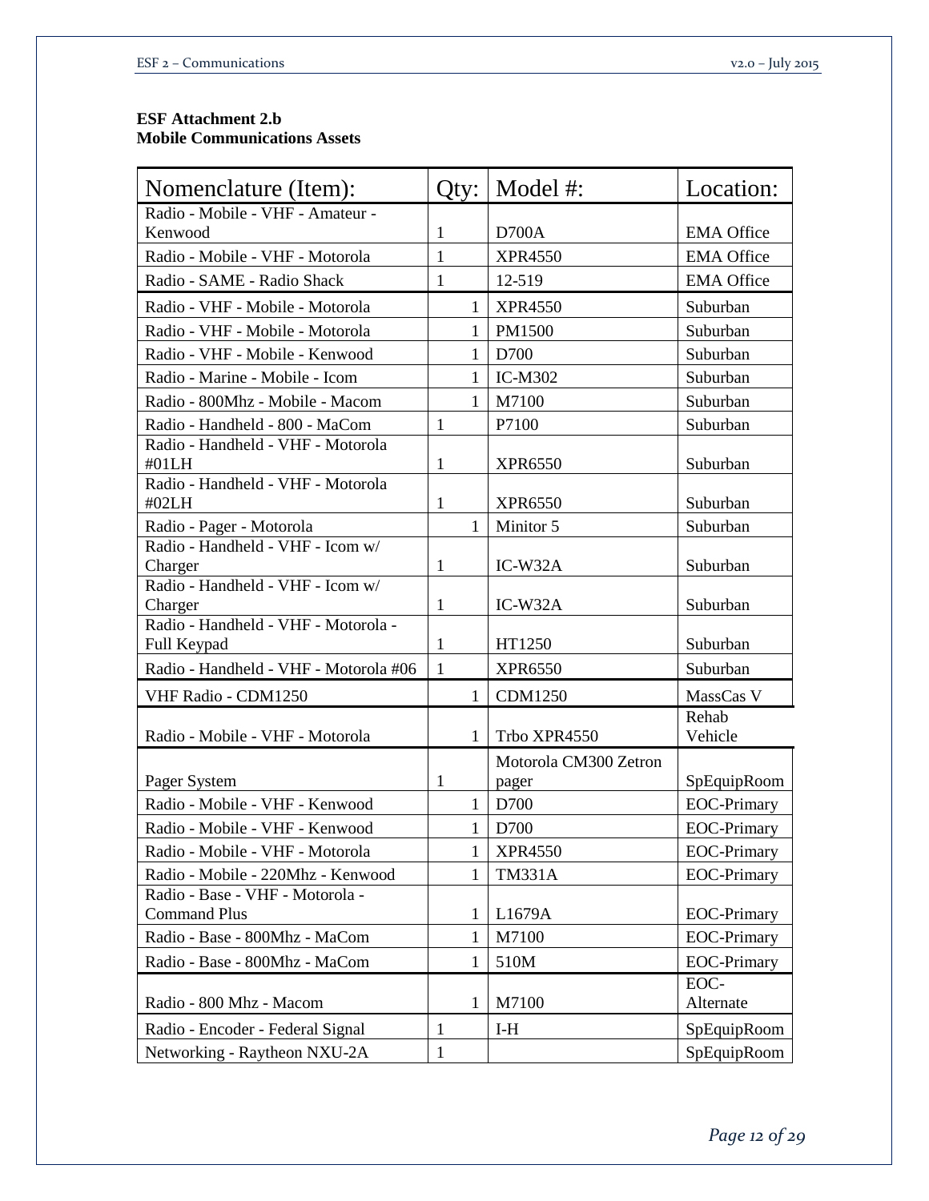**ESF Attachment 2.b**
**Mobile Communications Assets**

| Nomenclature (Item): | Qty: | Model #: | Location: |
|---|---|---|---|
| Radio - Mobile - VHF - Amateur - Kenwood | 1 | D700A | EMA Office |
| Radio - Mobile - VHF - Motorola | 1 | XPR4550 | EMA Office |
| Radio - SAME - Radio Shack | 1 | 12-519 | EMA Office |
| Radio - VHF - Mobile - Motorola | 1 | XPR4550 | Suburban |
| Radio - VHF - Mobile - Motorola | 1 | PM1500 | Suburban |
| Radio - VHF - Mobile - Kenwood | 1 | D700 | Suburban |
| Radio - Marine - Mobile - Icom | 1 | IC-M302 | Suburban |
| Radio - 800Mhz - Mobile - Macom | 1 | M7100 | Suburban |
| Radio - Handheld - 800 - MaCom | 1 | P7100 | Suburban |
| Radio - Handheld - VHF - Motorola #01LH | 1 | XPR6550 | Suburban |
| Radio - Handheld - VHF - Motorola #02LH | 1 | XPR6550 | Suburban |
| Radio - Pager - Motorola | 1 | Minitor 5 | Suburban |
| Radio - Handheld - VHF - Icom w/ Charger | 1 | IC-W32A | Suburban |
| Radio - Handheld - VHF - Icom w/ Charger | 1 | IC-W32A | Suburban |
| Radio - Handheld - VHF - Motorola - Full Keypad | 1 | HT1250 | Suburban |
| Radio - Handheld - VHF - Motorola #06 | 1 | XPR6550 | Suburban |
| VHF Radio - CDM1250 | 1 | CDM1250 | MassCas V |
| Radio - Mobile - VHF - Motorola | 1 | Trbo XPR4550 | Rehab Vehicle |
| Pager System | 1 | Motorola CM300 Zetron pager | SpEquipRoom |
| Radio - Mobile - VHF - Kenwood | 1 | D700 | EOC-Primary |
| Radio - Mobile - VHF - Kenwood | 1 | D700 | EOC-Primary |
| Radio - Mobile - VHF - Motorola | 1 | XPR4550 | EOC-Primary |
| Radio - Mobile - 220Mhz - Kenwood | 1 | TM331A | EOC-Primary |
| Radio - Base - VHF - Motorola - Command Plus | 1 | L1679A | EOC-Primary |
| Radio - Base - 800Mhz - MaCom | 1 | M7100 | EOC-Primary |
| Radio - Base - 800Mhz - MaCom | 1 | 510M | EOC-Primary |
| Radio - 800 Mhz - Macom | 1 | M7100 | EOC-Alternate |
| Radio - Encoder - Federal Signal | 1 | I-H | SpEquipRoom |
| Networking - Raytheon NXU-2A | 1 | | SpEquipRoom |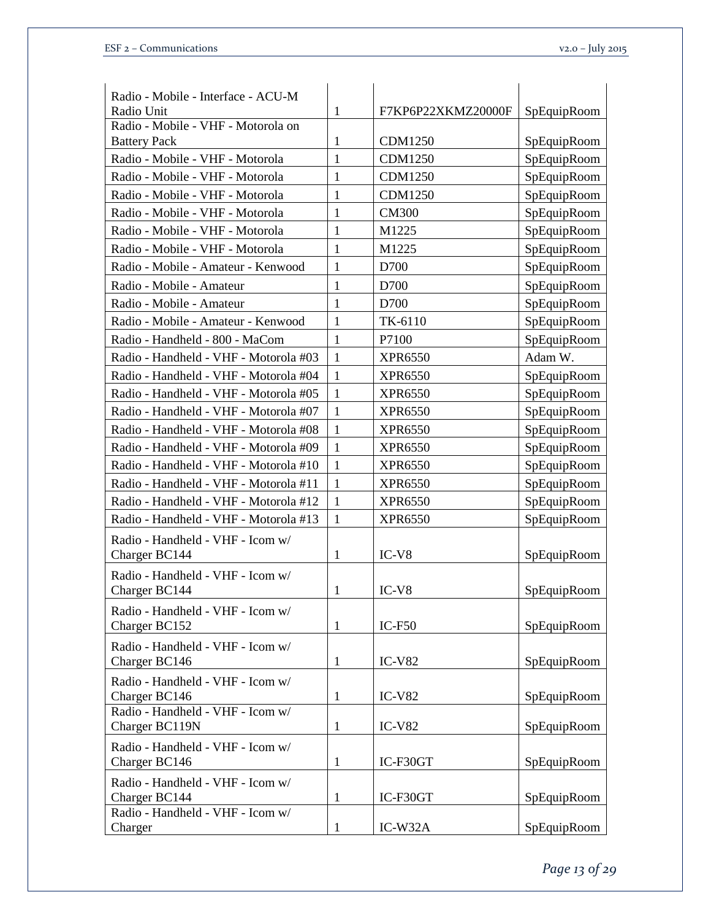| Radio - Mobile - Interface - ACU-M Radio Unit | 1 | F7KP6P22XKMZ20000F | SpEquipRoom |
|---|---|---|---|
| Radio - Mobile - VHF - Motorola on Battery Pack | 1 | CDM1250 | SpEquipRoom |
| Radio - Mobile - VHF - Motorola | 1 | CDM1250 | SpEquipRoom |
| Radio - Mobile - VHF - Motorola | 1 | CDM1250 | SpEquipRoom |
| Radio - Mobile - VHF - Motorola | 1 | CDM1250 | SpEquipRoom |
| Radio - Mobile - VHF - Motorola | 1 | CM300 | SpEquipRoom |
| Radio - Mobile - VHF - Motorola | 1 | M1225 | SpEquipRoom |
| Radio - Mobile - VHF - Motorola | 1 | M1225 | SpEquipRoom |
| Radio - Mobile - Amateur - Kenwood | 1 | D700 | SpEquipRoom |
| Radio - Mobile - Amateur | 1 | D700 | SpEquipRoom |
| Radio - Mobile - Amateur | 1 | D700 | SpEquipRoom |
| Radio - Mobile - Amateur - Kenwood | 1 | TK-6110 | SpEquipRoom |
| Radio - Handheld - 800 - MaCom | 1 | P7100 | SpEquipRoom |
| Radio - Handheld - VHF - Motorola #03 | 1 | XPR6550 | Adam W. |
| Radio - Handheld - VHF - Motorola #04 | 1 | XPR6550 | SpEquipRoom |
| Radio - Handheld - VHF - Motorola #05 | 1 | XPR6550 | SpEquipRoom |
| Radio - Handheld - VHF - Motorola #07 | 1 | XPR6550 | SpEquipRoom |
| Radio - Handheld - VHF - Motorola #08 | 1 | XPR6550 | SpEquipRoom |
| Radio - Handheld - VHF - Motorola #09 | 1 | XPR6550 | SpEquipRoom |
| Radio - Handheld - VHF - Motorola #10 | 1 | XPR6550 | SpEquipRoom |
| Radio - Handheld - VHF - Motorola #11 | 1 | XPR6550 | SpEquipRoom |
| Radio - Handheld - VHF - Motorola #12 | 1 | XPR6550 | SpEquipRoom |
| Radio - Handheld - VHF - Motorola #13 | 1 | XPR6550 | SpEquipRoom |
| Radio - Handheld - VHF - Icom w/ Charger BC144 | 1 | IC-V8 | SpEquipRoom |
| Radio - Handheld - VHF - Icom w/ Charger BC144 | 1 | IC-V8 | SpEquipRoom |
| Radio - Handheld - VHF - Icom w/ Charger BC152 | 1 | IC-F50 | SpEquipRoom |
| Radio - Handheld - VHF - Icom w/ Charger BC146 | 1 | IC-V82 | SpEquipRoom |
| Radio - Handheld - VHF - Icom w/ Charger BC146 | 1 | IC-V82 | SpEquipRoom |
| Radio - Handheld - VHF - Icom w/ Charger BC119N | 1 | IC-V82 | SpEquipRoom |
| Radio - Handheld - VHF - Icom w/ Charger BC146 | 1 | IC-F30GT | SpEquipRoom |
| Radio - Handheld - VHF - Icom w/ Charger BC144 | 1 | IC-F30GT | SpEquipRoom |
| Radio - Handheld - VHF - Icom w/ Charger | 1 | IC-W32A | SpEquipRoom |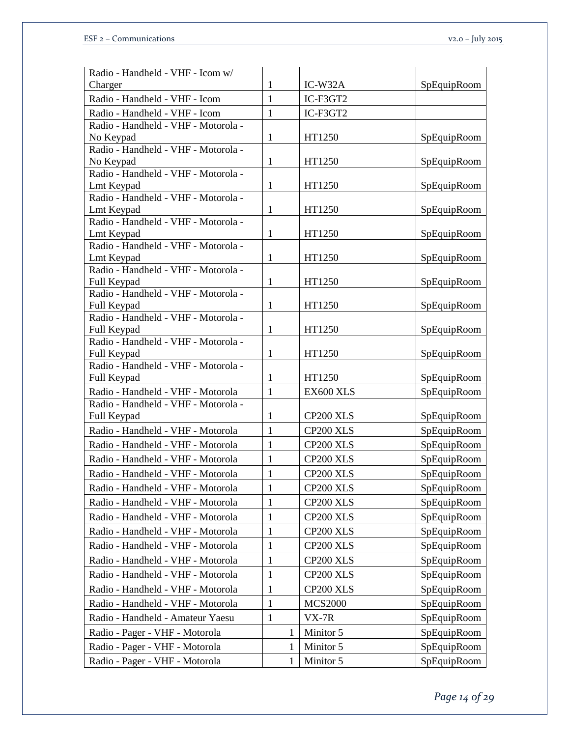| | | | |
|---|---|---|---|
| Radio - Handheld - VHF - Icom w/ Charger | 1 | IC-W32A | SpEquipRoom |
| Radio - Handheld - VHF - Icom | 1 | IC-F3GT2 | |
| Radio - Handheld - VHF - Icom | 1 | IC-F3GT2 | |
| Radio - Handheld - VHF - Motorola - No Keypad | 1 | HT1250 | SpEquipRoom |
| Radio - Handheld - VHF - Motorola - No Keypad | 1 | HT1250 | SpEquipRoom |
| Radio - Handheld - VHF - Motorola - Lmt Keypad | 1 | HT1250 | SpEquipRoom |
| Radio - Handheld - VHF - Motorola - Lmt Keypad | 1 | HT1250 | SpEquipRoom |
| Radio - Handheld - VHF - Motorola - Lmt Keypad | 1 | HT1250 | SpEquipRoom |
| Radio - Handheld - VHF - Motorola - Lmt Keypad | 1 | HT1250 | SpEquipRoom |
| Radio - Handheld - VHF - Motorola - Full Keypad | 1 | HT1250 | SpEquipRoom |
| Radio - Handheld - VHF - Motorola - Full Keypad | 1 | HT1250 | SpEquipRoom |
| Radio - Handheld - VHF - Motorola - Full Keypad | 1 | HT1250 | SpEquipRoom |
| Radio - Handheld - VHF - Motorola - Full Keypad | 1 | HT1250 | SpEquipRoom |
| Radio - Handheld - VHF - Motorola - Full Keypad | 1 | HT1250 | SpEquipRoom |
| Radio - Handheld - VHF - Motorola | 1 | EX600 XLS | SpEquipRoom |
| Radio - Handheld - VHF - Motorola - Full Keypad | 1 | CP200 XLS | SpEquipRoom |
| Radio - Handheld - VHF - Motorola | 1 | CP200 XLS | SpEquipRoom |
| Radio - Handheld - VHF - Motorola | 1 | CP200 XLS | SpEquipRoom |
| Radio - Handheld - VHF - Motorola | 1 | CP200 XLS | SpEquipRoom |
| Radio - Handheld - VHF - Motorola | 1 | CP200 XLS | SpEquipRoom |
| Radio - Handheld - VHF - Motorola | 1 | CP200 XLS | SpEquipRoom |
| Radio - Handheld - VHF - Motorola | 1 | CP200 XLS | SpEquipRoom |
| Radio - Handheld - VHF - Motorola | 1 | CP200 XLS | SpEquipRoom |
| Radio - Handheld - VHF - Motorola | 1 | CP200 XLS | SpEquipRoom |
| Radio - Handheld - VHF - Motorola | 1 | CP200 XLS | SpEquipRoom |
| Radio - Handheld - VHF - Motorola | 1 | CP200 XLS | SpEquipRoom |
| Radio - Handheld - VHF - Motorola | 1 | CP200 XLS | SpEquipRoom |
| Radio - Handheld - VHF - Motorola | 1 | CP200 XLS | SpEquipRoom |
| Radio - Handheld - VHF - Motorola | 1 | MCS2000 | SpEquipRoom |
| Radio - Handheld - Amateur Yaesu | 1 | VX-7R | SpEquipRoom |
| Radio - Pager - VHF - Motorola | 1 | Minitor 5 | SpEquipRoom |
| Radio - Pager - VHF - Motorola | 1 | Minitor 5 | SpEquipRoom |
| Radio - Pager - VHF - Motorola | 1 | Minitor 5 | SpEquipRoom |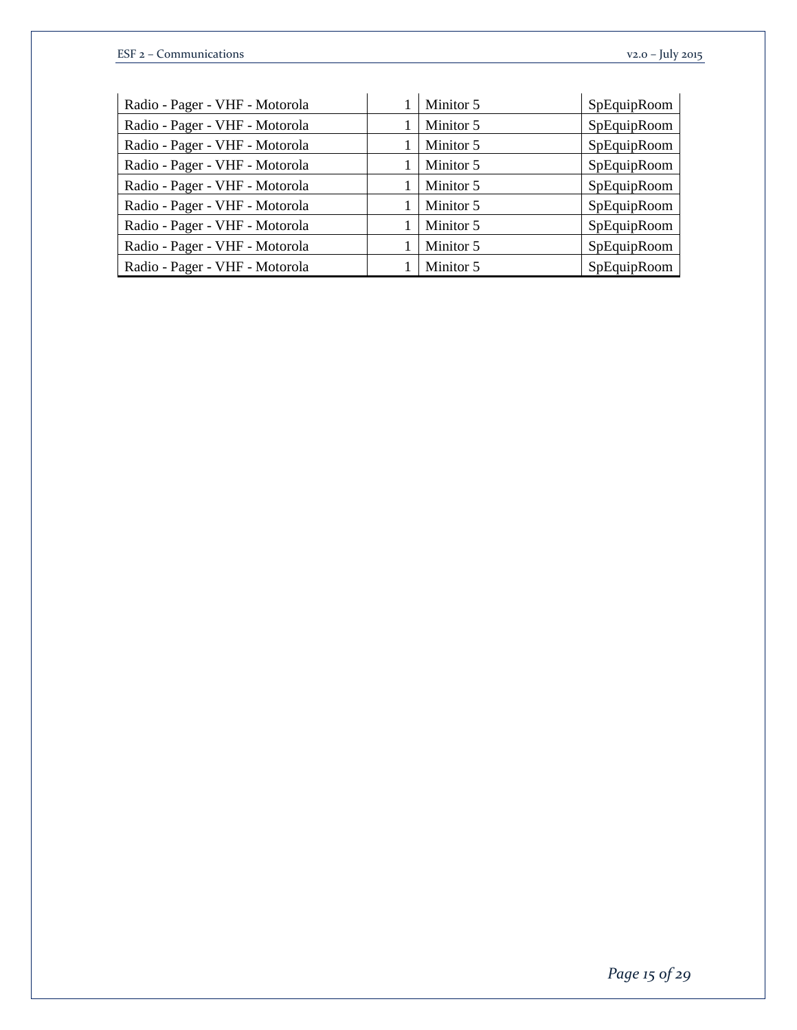| | | | |
|---|---|---|---|
| Radio - Pager - VHF - Motorola | 1 | Minitor 5 | SpEquipRoom |
| Radio - Pager - VHF - Motorola | 1 | Minitor 5 | SpEquipRoom |
| Radio - Pager - VHF - Motorola | 1 | Minitor 5 | SpEquipRoom |
| Radio - Pager - VHF - Motorola | 1 | Minitor 5 | SpEquipRoom |
| Radio - Pager - VHF - Motorola | 1 | Minitor 5 | SpEquipRoom |
| Radio - Pager - VHF - Motorola | 1 | Minitor 5 | SpEquipRoom |
| Radio - Pager - VHF - Motorola | 1 | Minitor 5 | SpEquipRoom |
| Radio - Pager - VHF - Motorola | 1 | Minitor 5 | SpEquipRoom |
| Radio - Pager - VHF - Motorola | 1 | Minitor 5 | SpEquipRoom |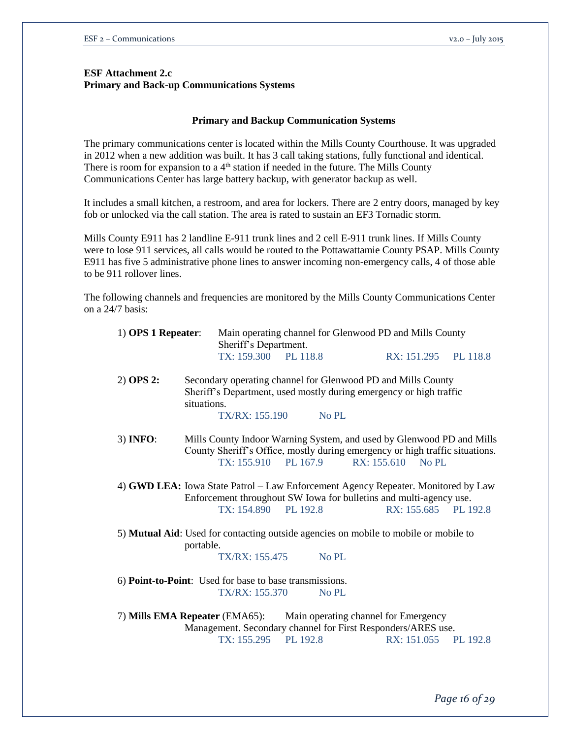**ESF Attachment 2.c**
**Primary and Back-up Communications Systems**

## Primary and Backup Communication Systems

The primary communications center is located within the Mills County Courthouse. It was upgraded in 2012 when a new addition was built. It has 3 call taking stations, fully functional and identical. There is room for expansion to a 4th station if needed in the future. The Mills County Communications Center has large battery backup, with generator backup as well.

It includes a small kitchen, a restroom, and area for lockers. There are 2 entry doors, managed by key fob or unlocked via the call station. The area is rated to sustain an EF3 Tornadic storm.

Mills County E911 has 2 landline E-911 trunk lines and 2 cell E-911 trunk lines. If Mills County were to lose 911 services, all calls would be routed to the Pottawattamie County PSAP. Mills County E911 has five 5 administrative phone lines to answer incoming non-emergency calls, 4 of those able to be 911 rollover lines.

The following channels and frequencies are monitored by the Mills County Communications Center on a 24/7 basis:

1) **OPS 1 Repeater**: Main operating channel for Glenwood PD and Mills County Sheriff's Department.
TX: 159.300 PL 118.8 RX: 151.295 PL 118.8

2) **OPS 2**: Secondary operating channel for Glenwood PD and Mills County Sheriff's Department, used mostly during emergency or high traffic situations.
TX/RX: 155.190 No PL

3) **INFO**: Mills County Indoor Warning System, and used by Glenwood PD and Mills County Sheriff's Office, mostly during emergency or high traffic situations.
TX: 155.910 PL 167.9 RX: 155.610 No PL

4) **GWD LEA:** Iowa State Patrol – Law Enforcement Agency Repeater. Monitored by Law Enforcement throughout SW Iowa for bulletins and multi-agency use.
TX: 154.890 PL 192.8 RX: 155.685 PL 192.8

5) **Mutual Aid**: Used for contacting outside agencies on mobile to mobile or mobile to portable.
TX/RX: 155.475 No PL

6) **Point-to-Point**: Used for base to base transmissions.
TX/RX: 155.370 No PL

7) **Mills EMA Repeater** (EMA65): Main operating channel for Emergency Management. Secondary channel for First Responders/ARES use.
TX: 155.295 PL 192.8 RX: 151.055 PL 192.8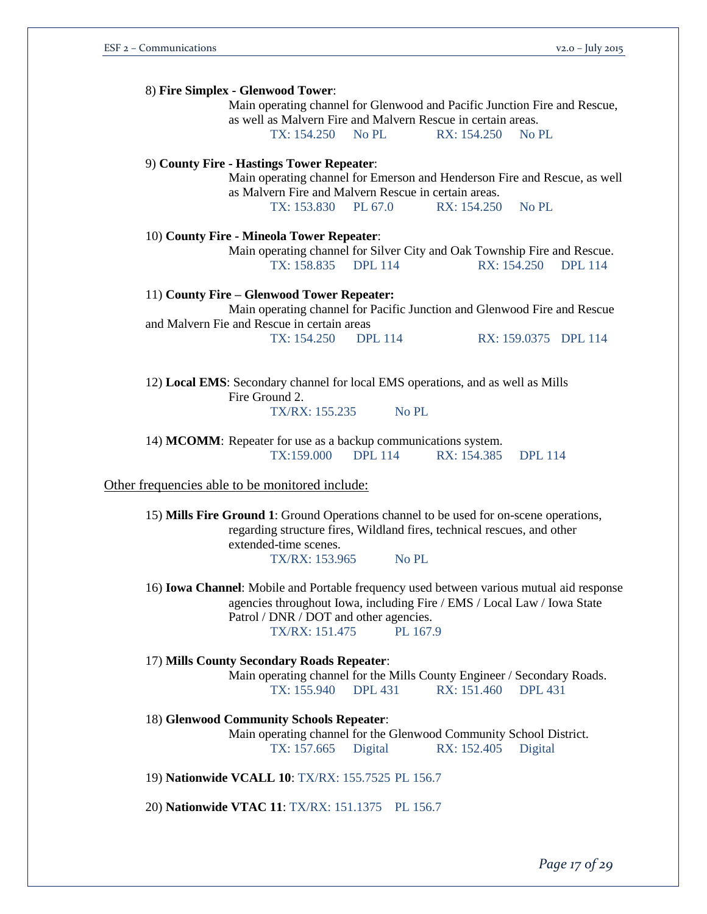8) **Fire Simplex - Glenwood Tower**:

Main operating channel for Glenwood and Pacific Junction Fire and Rescue, as well as Malvern Fire and Malvern Rescue in certain areas.

TX: 154.250 No PL RX: 154.250 No PL

9) **County Fire - Hastings Tower Repeater**:

Main operating channel for Emerson and Henderson Fire and Rescue, as well as Malvern Fire and Malvern Rescue in certain areas.

TX: 153.830 PL 67.0 RX: 154.250 No PL

10) **County Fire - Mineola Tower Repeater**:

Main operating channel for Silver City and Oak Township Fire and Rescue.

TX: 158.835 DPL 114 RX: 154.250 DPL 114

11) **County Fire – Glenwood Tower Repeater:**

Main operating channel for Pacific Junction and Glenwood Fire and Rescue and Malvern Fie and Rescue in certain areas

TX: 154.250 DPL 114 RX: 159.0375 DPL 114

12) **Local EMS**: Secondary channel for local EMS operations, and as well as Mills Fire Ground 2.

TX/RX: 155.235 No PL

14) **MCOMM**: Repeater for use as a backup communications system.

TX:159.000 DPL 114 RX: 154.385 DPL 114

Other frequencies able to be monitored include:

15) **Mills Fire Ground 1**: Ground Operations channel to be used for on-scene operations, regarding structure fires, Wildland fires, technical rescues, and other extended-time scenes.

TX/RX: 153.965 No PL

16) **Iowa Channel**: Mobile and Portable frequency used between various mutual aid response agencies throughout Iowa, including Fire / EMS / Local Law / Iowa State Patrol / DNR / DOT and other agencies.

TX/RX: 151.475 PL 167.9

17) **Mills County Secondary Roads Repeater**:

Main operating channel for the Mills County Engineer / Secondary Roads.

TX: 155.940 DPL 431 RX: 151.460 DPL 431

18) **Glenwood Community Schools Repeater**:

Main operating channel for the Glenwood Community School District.

TX: 157.665 Digital RX: 152.405 Digital

19) **Nationwide VCALL 10**: TX/RX: 155.7525 PL 156.7

20) **Nationwide VTAC 11**: TX/RX: 151.1375 PL 156.7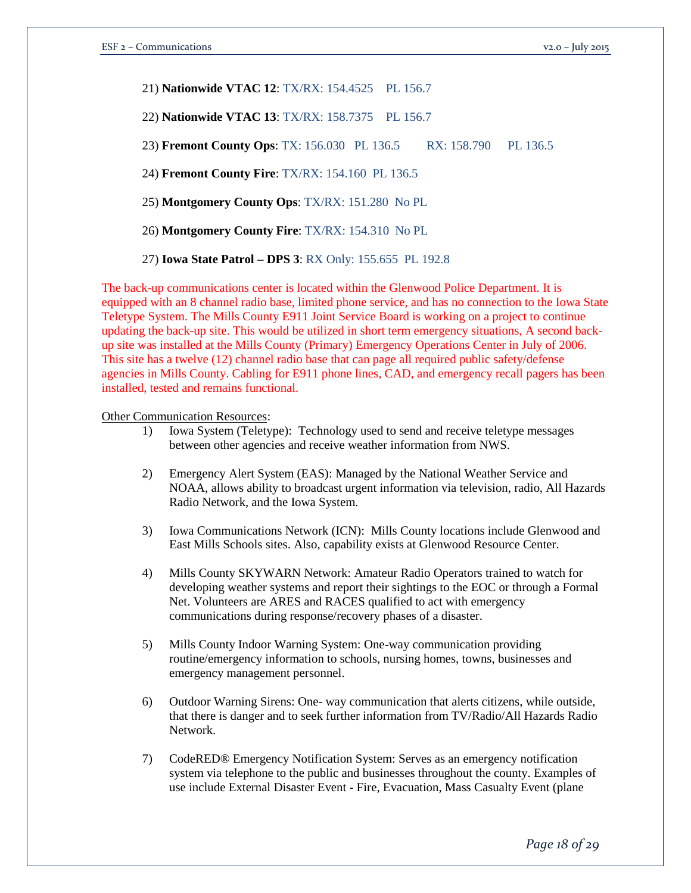21) **Nationwide VTAC 12**: TX/RX: 154.4525 PL 156.7

22) **Nationwide VTAC 13**: TX/RX: 158.7375 PL 156.7

23) **Fremont County Ops**: TX: 156.030 PL 136.5 RX: 158.790 PL 136.5

24) **Fremont County Fire**: TX/RX: 154.160 PL 136.5

25) **Montgomery County Ops**: TX/RX: 151.280 No PL

26) **Montgomery County Fire**: TX/RX: 154.310 No PL

27) **Iowa State Patrol – DPS 3**: RX Only: 155.655 PL 192.8

The back-up communications center is located within the Glenwood Police Department. It is equipped with an 8 channel radio base, limited phone service, and has no connection to the Iowa State Teletype System. The Mills County E911 Joint Service Board is working on a project to continue updating the back-up site. This would be utilized in short term emergency situations, A second back-up site was installed at the Mills County (Primary) Emergency Operations Center in July of 2006. This site has a twelve (12) channel radio base that can page all required public safety/defense agencies in Mills County. Cabling for E911 phone lines, CAD, and emergency recall pagers has been installed, tested and remains functional.

Other Communication Resources:

1) Iowa System (Teletype): Technology used to send and receive teletype messages between other agencies and receive weather information from NWS.

2) Emergency Alert System (EAS): Managed by the National Weather Service and NOAA, allows ability to broadcast urgent information via television, radio, All Hazards Radio Network, and the Iowa System.

3) Iowa Communications Network (ICN): Mills County locations include Glenwood and East Mills Schools sites. Also, capability exists at Glenwood Resource Center.

4) Mills County SKYWARN Network: Amateur Radio Operators trained to watch for developing weather systems and report their sightings to the EOC or through a Formal Net. Volunteers are ARES and RACES qualified to act with emergency communications during response/recovery phases of a disaster.

5) Mills County Indoor Warning System: One-way communication providing routine/emergency information to schools, nursing homes, towns, businesses and emergency management personnel.

6) Outdoor Warning Sirens: One- way communication that alerts citizens, while outside, that there is danger and to seek further information from TV/Radio/All Hazards Radio Network.

7) CodeRED® Emergency Notification System: Serves as an emergency notification system via telephone to the public and businesses throughout the county. Examples of use include External Disaster Event - Fire, Evacuation, Mass Casualty Event (plane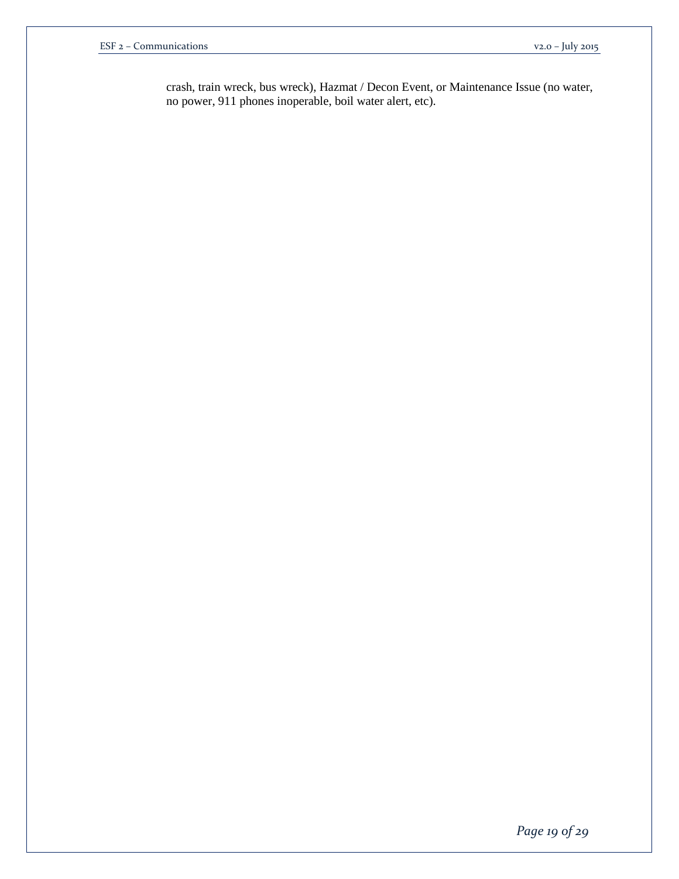crash, train wreck, bus wreck), Hazmat / Decon Event, or Maintenance Issue (no water, no power, 911 phones inoperable, boil water alert, etc).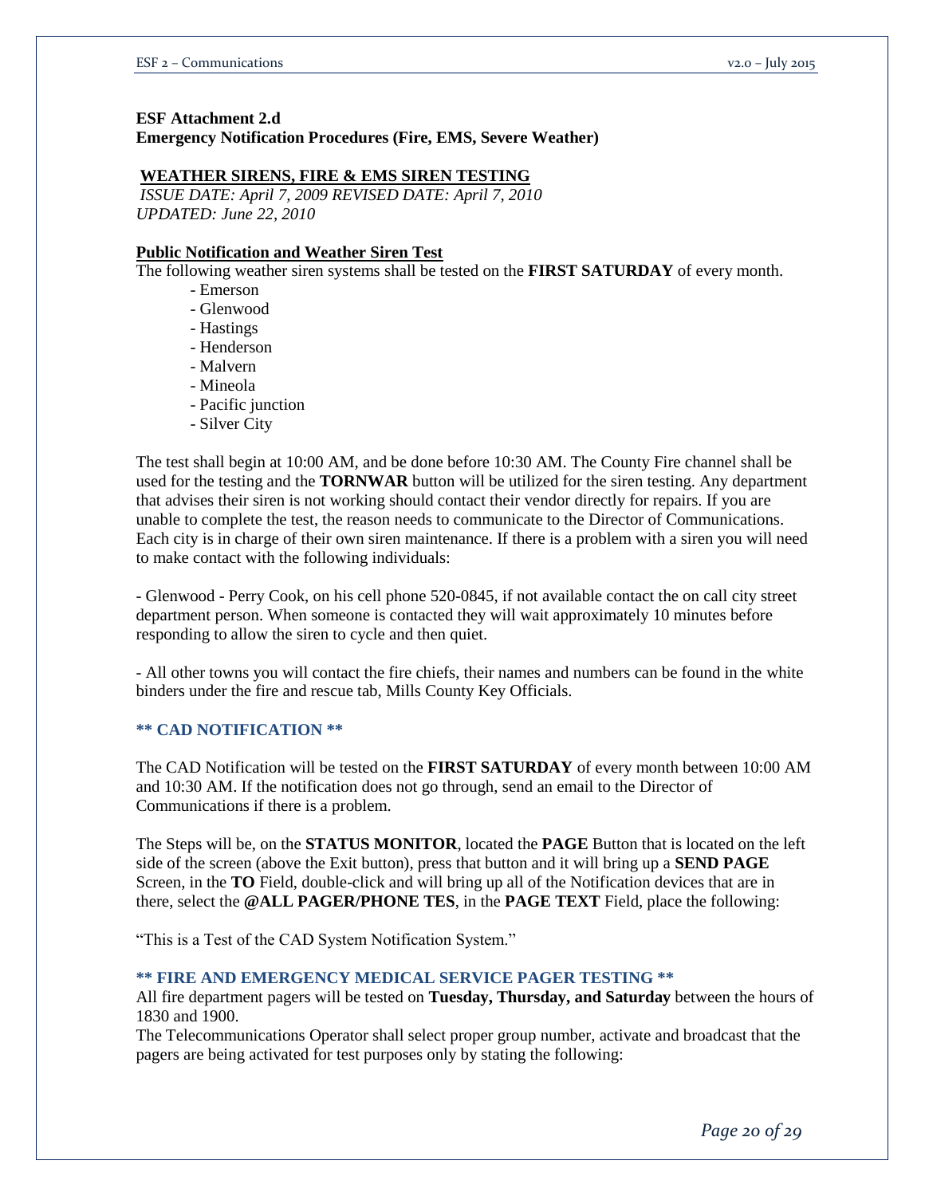**ESF Attachment 2.d**
**Emergency Notification Procedures (Fire, EMS, Severe Weather)**

## WEATHER SIRENS, FIRE & EMS SIREN TESTING

*ISSUE DATE: April 7, 2009 REVISED DATE: April 7, 2010*
*UPDATED: June 22, 2010*

### Public Notification and Weather Siren Test

The following weather siren systems shall be tested on the **FIRST SATURDAY** of every month.

- Emerson
- Glenwood
- Hastings
- Henderson
- Malvern
- Mineola
- Pacific junction
- Silver City

The test shall begin at 10:00 AM, and be done before 10:30 AM. The County Fire channel shall be used for the testing and the **TORNWAR** button will be utilized for the siren testing. Any department that advises their siren is not working should contact their vendor directly for repairs. If you are unable to complete the test, the reason needs to communicate to the Director of Communications. Each city is in charge of their own siren maintenance. If there is a problem with a siren you will need to make contact with the following individuals:

- Glenwood - Perry Cook, on his cell phone 520-0845, if not available contact the on call city street department person. When someone is contacted they will wait approximately 10 minutes before responding to allow the siren to cycle and then quiet.

- All other towns you will contact the fire chiefs, their names and numbers can be found in the white binders under the fire and rescue tab, Mills County Key Officials.

### ** CAD NOTIFICATION **

The CAD Notification will be tested on the **FIRST SATURDAY** of every month between 10:00 AM and 10:30 AM. If the notification does not go through, send an email to the Director of Communications if there is a problem.

The Steps will be, on the **STATUS MONITOR**, located the **PAGE** Button that is located on the left side of the screen (above the Exit button), press that button and it will bring up a **SEND PAGE** Screen, in the **TO** Field, double-click and will bring up all of the Notification devices that are in there, select the **@ALL PAGER/PHONE TES**, in the **PAGE TEXT** Field, place the following:

"This is a Test of the CAD System Notification System."

### ** FIRE AND EMERGENCY MEDICAL SERVICE PAGER TESTING **

All fire department pagers will be tested on **Tuesday, Thursday, and Saturday** between the hours of 1830 and 1900.

The Telecommunications Operator shall select proper group number, activate and broadcast that the pagers are being activated for test purposes only by stating the following: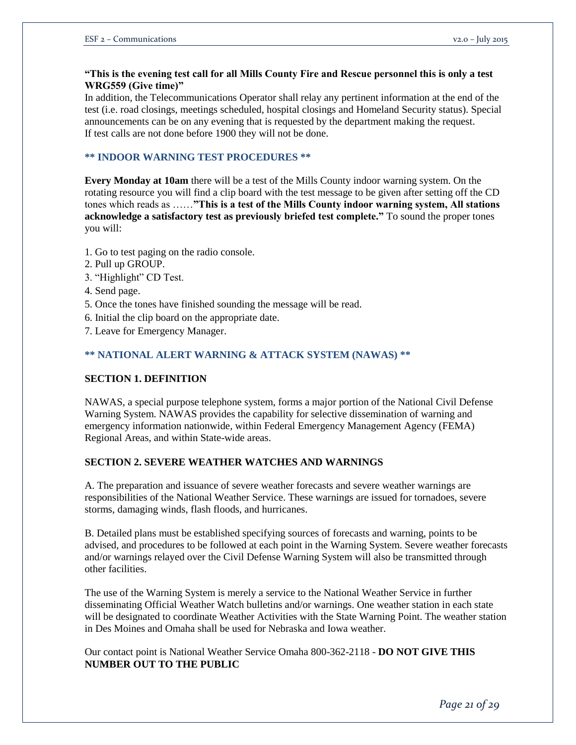**"This is the evening test call for all Mills County Fire and Rescue personnel this is only a test WRG559 (Give time)"**

In addition, the Telecommunications Operator shall relay any pertinent information at the end of the test (i.e. road closings, meetings scheduled, hospital closings and Homeland Security status). Special announcements can be on any evening that is requested by the department making the request.
If test calls are not done before 1900 they will not be done.

## ** INDOOR WARNING TEST PROCEDURES **

**Every Monday at 10am** there will be a test of the Mills County indoor warning system. On the rotating resource you will find a clip board with the test message to be given after setting off the CD tones which reads as ……**"This is a test of the Mills County indoor warning system, All stations acknowledge a satisfactory test as previously briefed test complete."** To sound the proper tones you will:

1. Go to test paging on the radio console.
2. Pull up GROUP.
3. "Highlight" CD Test.
4. Send page.
5. Once the tones have finished sounding the message will be read.
6. Initial the clip board on the appropriate date.
7. Leave for Emergency Manager.

## ** NATIONAL ALERT WARNING & ATTACK SYSTEM (NAWAS) **

### SECTION 1. DEFINITION

NAWAS, a special purpose telephone system, forms a major portion of the National Civil Defense Warning System. NAWAS provides the capability for selective dissemination of warning and emergency information nationwide, within Federal Emergency Management Agency (FEMA) Regional Areas, and within State-wide areas.

### SECTION 2. SEVERE WEATHER WATCHES AND WARNINGS

A. The preparation and issuance of severe weather forecasts and severe weather warnings are responsibilities of the National Weather Service. These warnings are issued for tornadoes, severe storms, damaging winds, flash floods, and hurricanes.

B. Detailed plans must be established specifying sources of forecasts and warning, points to be advised, and procedures to be followed at each point in the Warning System. Severe weather forecasts and/or warnings relayed over the Civil Defense Warning System will also be transmitted through other facilities.

The use of the Warning System is merely a service to the National Weather Service in further disseminating Official Weather Watch bulletins and/or warnings. One weather station in each state will be designated to coordinate Weather Activities with the State Warning Point. The weather station in Des Moines and Omaha shall be used for Nebraska and Iowa weather.

Our contact point is National Weather Service Omaha 800-362-2118 - **DO NOT GIVE THIS NUMBER OUT TO THE PUBLIC**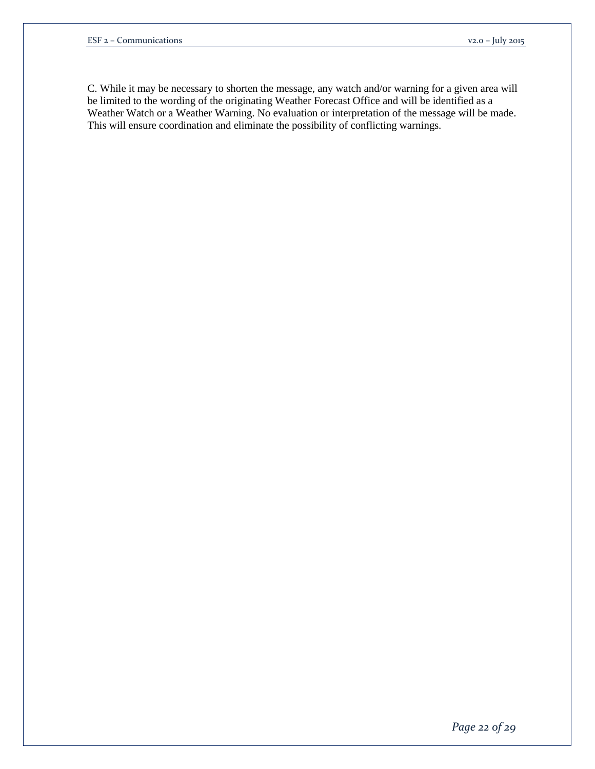C. While it may be necessary to shorten the message, any watch and/or warning for a given area will be limited to the wording of the originating Weather Forecast Office and will be identified as a Weather Watch or a Weather Warning. No evaluation or interpretation of the message will be made. This will ensure coordination and eliminate the possibility of conflicting warnings.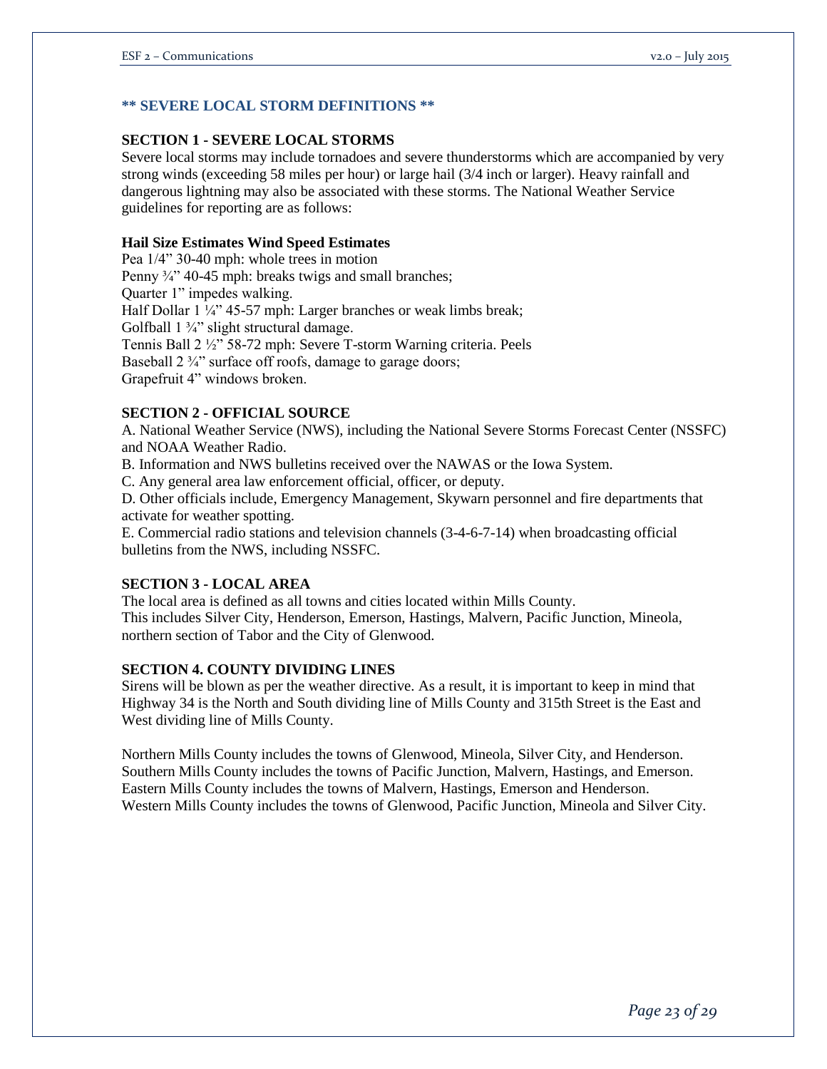**\*\* SEVERE LOCAL STORM DEFINITIONS \*\***

## SECTION 1 - SEVERE LOCAL STORMS

Severe local storms may include tornadoes and severe thunderstorms which are accompanied by very strong winds (exceeding 58 miles per hour) or large hail (3/4 inch or larger). Heavy rainfall and dangerous lightning may also be associated with these storms. The National Weather Service guidelines for reporting are as follows:

**Hail Size Estimates Wind Speed Estimates**

Pea 1/4" 30-40 mph: whole trees in motion
Penny ¾" 40-45 mph: breaks twigs and small branches;
Quarter 1" impedes walking.
Half Dollar 1 ¼" 45-57 mph: Larger branches or weak limbs break;
Golfball 1 ¾" slight structural damage.
Tennis Ball 2 ½" 58-72 mph: Severe T-storm Warning criteria. Peels
Baseball 2 ¾" surface off roofs, damage to garage doors;
Grapefruit 4" windows broken.

## SECTION 2 - OFFICIAL SOURCE

A. National Weather Service (NWS), including the National Severe Storms Forecast Center (NSSFC) and NOAA Weather Radio.

B. Information and NWS bulletins received over the NAWAS or the Iowa System.

C. Any general area law enforcement official, officer, or deputy.

D. Other officials include, Emergency Management, Skywarn personnel and fire departments that activate for weather spotting.

E. Commercial radio stations and television channels (3-4-6-7-14) when broadcasting official bulletins from the NWS, including NSSFC.

## SECTION 3 - LOCAL AREA

The local area is defined as all towns and cities located within Mills County.
This includes Silver City, Henderson, Emerson, Hastings, Malvern, Pacific Junction, Mineola, northern section of Tabor and the City of Glenwood.

## SECTION 4. COUNTY DIVIDING LINES

Sirens will be blown as per the weather directive. As a result, it is important to keep in mind that Highway 34 is the North and South dividing line of Mills County and 315th Street is the East and West dividing line of Mills County.

Northern Mills County includes the towns of Glenwood, Mineola, Silver City, and Henderson.
Southern Mills County includes the towns of Pacific Junction, Malvern, Hastings, and Emerson.
Eastern Mills County includes the towns of Malvern, Hastings, Emerson and Henderson.
Western Mills County includes the towns of Glenwood, Pacific Junction, Mineola and Silver City.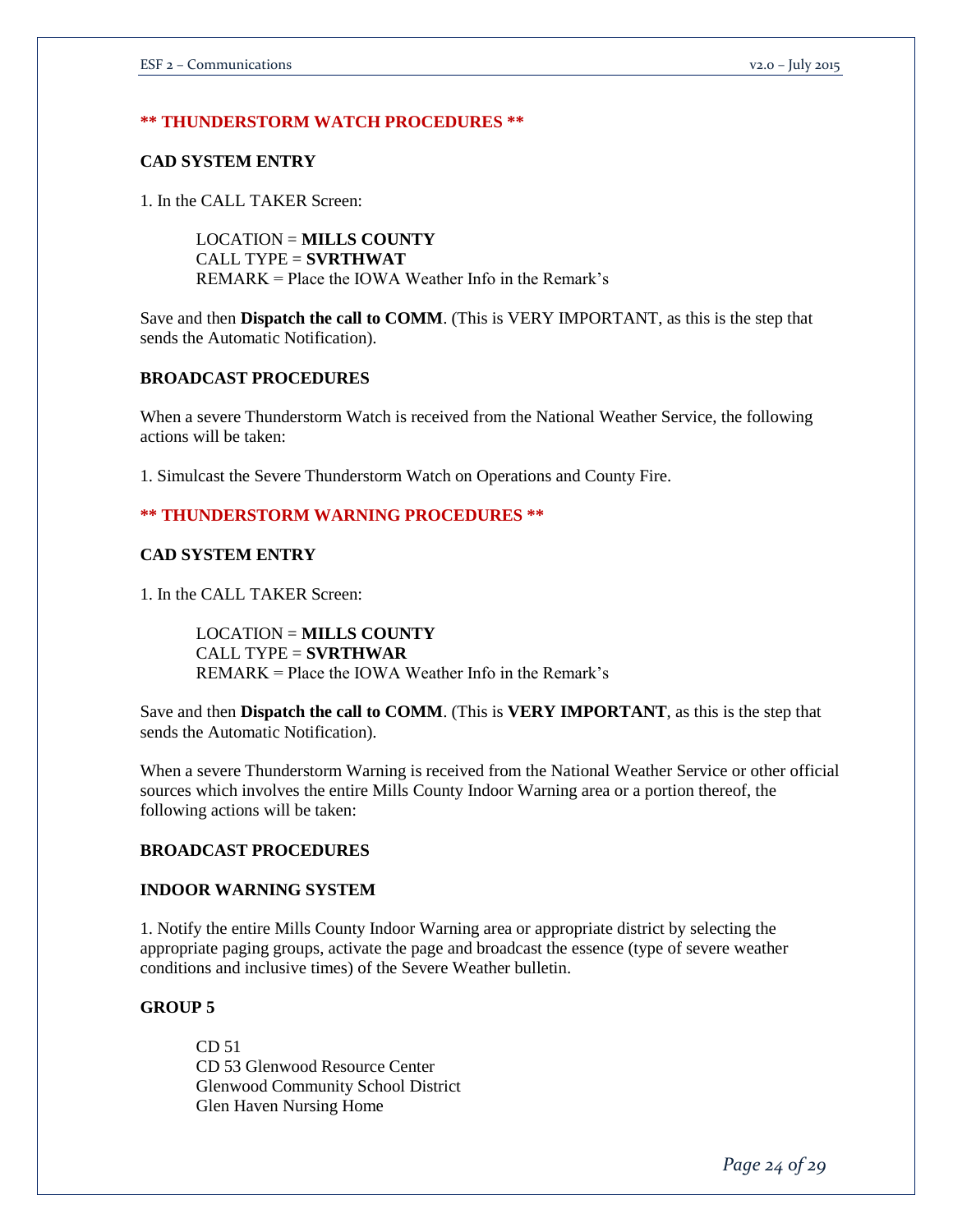## ** THUNDERSTORM WATCH PROCEDURES **

### CAD SYSTEM ENTRY

1. In the CALL TAKER Screen:

   LOCATION = **MILLS COUNTY**
   CALL TYPE = **SVRTHWAT**
   REMARK = Place the IOWA Weather Info in the Remark's

Save and then **Dispatch the call to COMM**. (This is VERY IMPORTANT, as this is the step that sends the Automatic Notification).

### BROADCAST PROCEDURES

When a severe Thunderstorm Watch is received from the National Weather Service, the following actions will be taken:

1. Simulcast the Severe Thunderstorm Watch on Operations and County Fire.

## ** THUNDERSTORM WARNING PROCEDURES **

### CAD SYSTEM ENTRY

1. In the CALL TAKER Screen:

   LOCATION = **MILLS COUNTY**
   CALL TYPE = **SVRTHWAR**
   REMARK = Place the IOWA Weather Info in the Remark's

Save and then **Dispatch the call to COMM**. (This is **VERY IMPORTANT**, as this is the step that sends the Automatic Notification).

When a severe Thunderstorm Warning is received from the National Weather Service or other official sources which involves the entire Mills County Indoor Warning area or a portion thereof, the following actions will be taken:

### BROADCAST PROCEDURES

### INDOOR WARNING SYSTEM

1. Notify the entire Mills County Indoor Warning area or appropriate district by selecting the appropriate paging groups, activate the page and broadcast the essence (type of severe weather conditions and inclusive times) of the Severe Weather bulletin.

### GROUP 5

CD 51
CD 53 Glenwood Resource Center
Glenwood Community School District
Glen Haven Nursing Home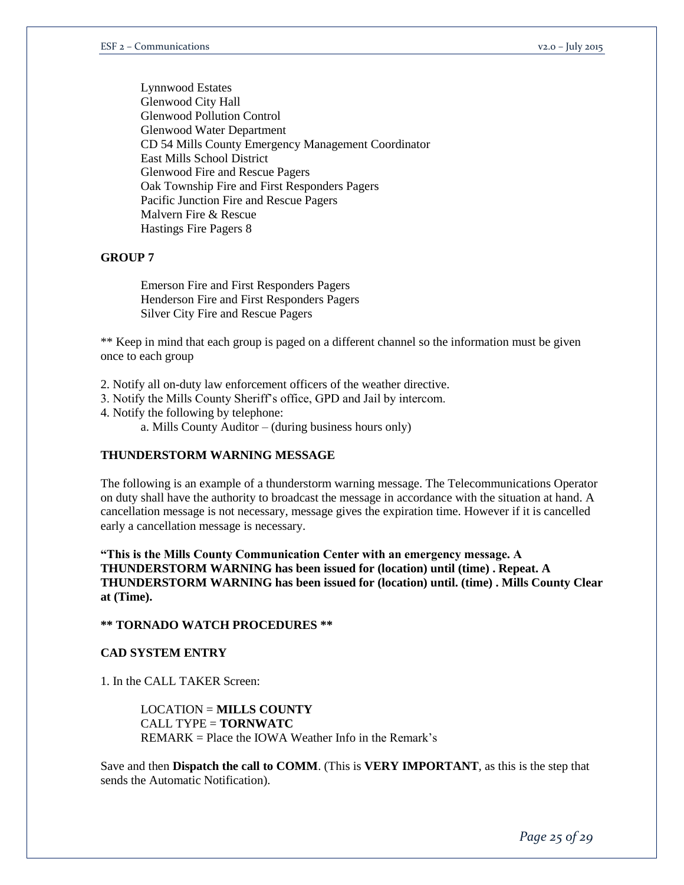Lynnwood Estates
Glenwood City Hall
Glenwood Pollution Control
Glenwood Water Department
CD 54 Mills County Emergency Management Coordinator
East Mills School District
Glenwood Fire and Rescue Pagers
Oak Township Fire and First Responders Pagers
Pacific Junction Fire and Rescue Pagers
Malvern Fire & Rescue
Hastings Fire Pagers 8

**GROUP 7**

Emerson Fire and First Responders Pagers
Henderson Fire and First Responders Pagers
Silver City Fire and Rescue Pagers

** Keep in mind that each group is paged on a different channel so the information must be given once to each group

2. Notify all on-duty law enforcement officers of the weather directive.
3. Notify the Mills County Sheriff's office, GPD and Jail by intercom.
4. Notify the following by telephone:
    a. Mills County Auditor – (during business hours only)

**THUNDERSTORM WARNING MESSAGE**

The following is an example of a thunderstorm warning message. The Telecommunications Operator on duty shall have the authority to broadcast the message in accordance with the situation at hand. A cancellation message is not necessary, message gives the expiration time. However if it is cancelled early a cancellation message is necessary.

**"This is the Mills County Communication Center with an emergency message. A THUNDERSTORM WARNING has been issued for (location) until (time) . Repeat. A THUNDERSTORM WARNING has been issued for (location) until. (time) . Mills County Clear at (Time).**

**** TORNADO WATCH PROCEDURES ****

**CAD SYSTEM ENTRY**

1. In the CALL TAKER Screen:

LOCATION = **MILLS COUNTY**
CALL TYPE = **TORNWATC**
REMARK = Place the IOWA Weather Info in the Remark's

Save and then **Dispatch the call to COMM**. (This is **VERY IMPORTANT**, as this is the step that sends the Automatic Notification).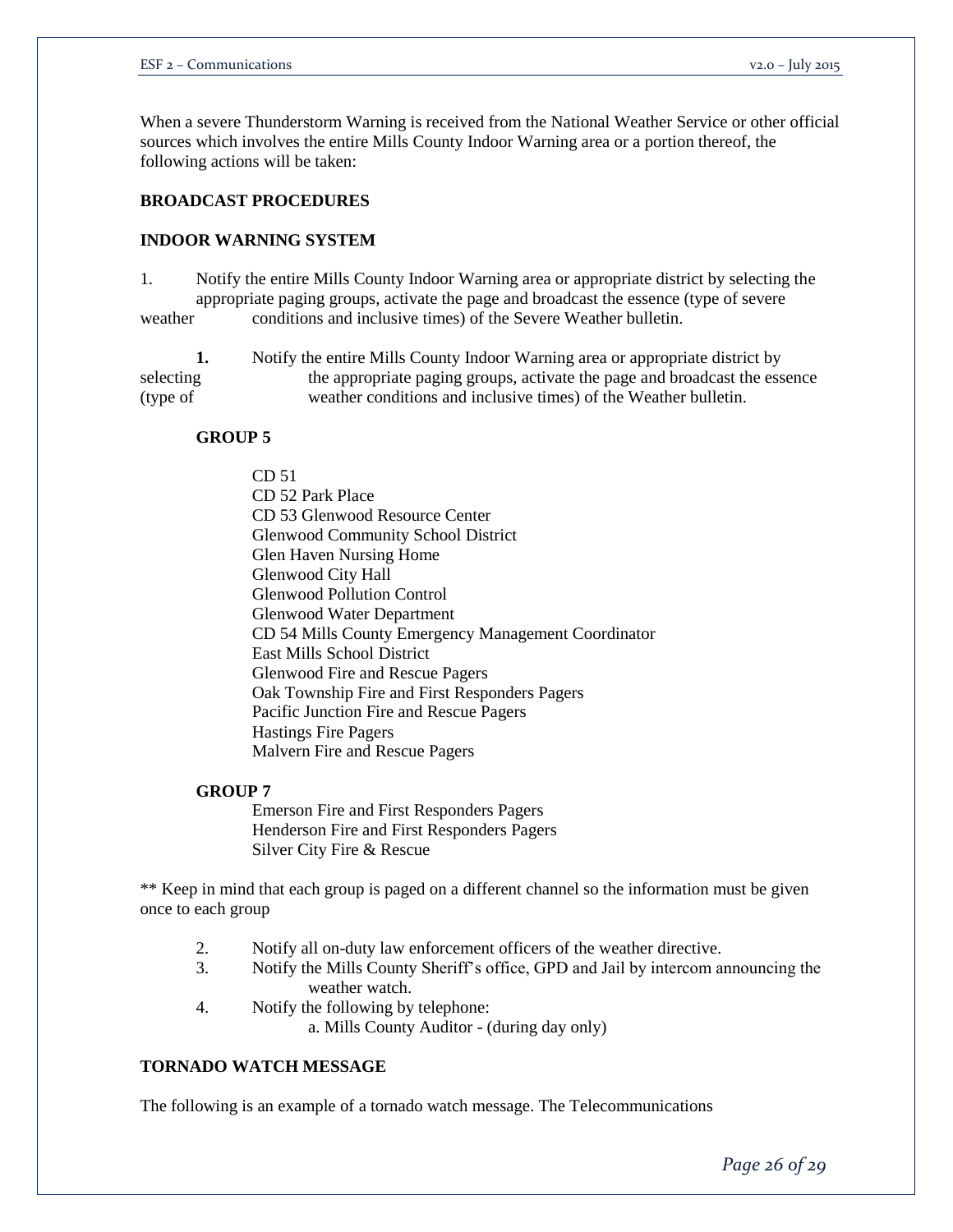When a severe Thunderstorm Warning is received from the National Weather Service or other official sources which involves the entire Mills County Indoor Warning area or a portion thereof, the following actions will be taken:

**BROADCAST PROCEDURES**

**INDOOR WARNING SYSTEM**

1. Notify the entire Mills County Indoor Warning area or appropriate district by selecting the appropriate paging groups, activate the page and broadcast the essence (type of severe weather conditions and inclusive times) of the Severe Weather bulletin.

**1.** Notify the entire Mills County Indoor Warning area or appropriate district by selecting the appropriate paging groups, activate the page and broadcast the essence (type of weather conditions and inclusive times) of the Weather bulletin.

**GROUP 5**

CD 51  
CD 52 Park Place  
CD 53 Glenwood Resource Center  
Glenwood Community School District  
Glen Haven Nursing Home  
Glenwood City Hall  
Glenwood Pollution Control  
Glenwood Water Department  
CD 54 Mills County Emergency Management Coordinator  
East Mills School District  
Glenwood Fire and Rescue Pagers  
Oak Township Fire and First Responders Pagers  
Pacific Junction Fire and Rescue Pagers  
Hastings Fire Pagers  
Malvern Fire and Rescue Pagers

**GROUP 7**

Emerson Fire and First Responders Pagers  
Henderson Fire and First Responders Pagers  
Silver City Fire & Rescue

** Keep in mind that each group is paged on a different channel so the information must be given once to each group

2. Notify all on-duty law enforcement officers of the weather directive.
3. Notify the Mills County Sheriff's office, GPD and Jail by intercom announcing the weather watch.
4. Notify the following by telephone:
   a. Mills County Auditor - (during day only)

**TORNADO WATCH MESSAGE**

The following is an example of a tornado watch message. The Telecommunications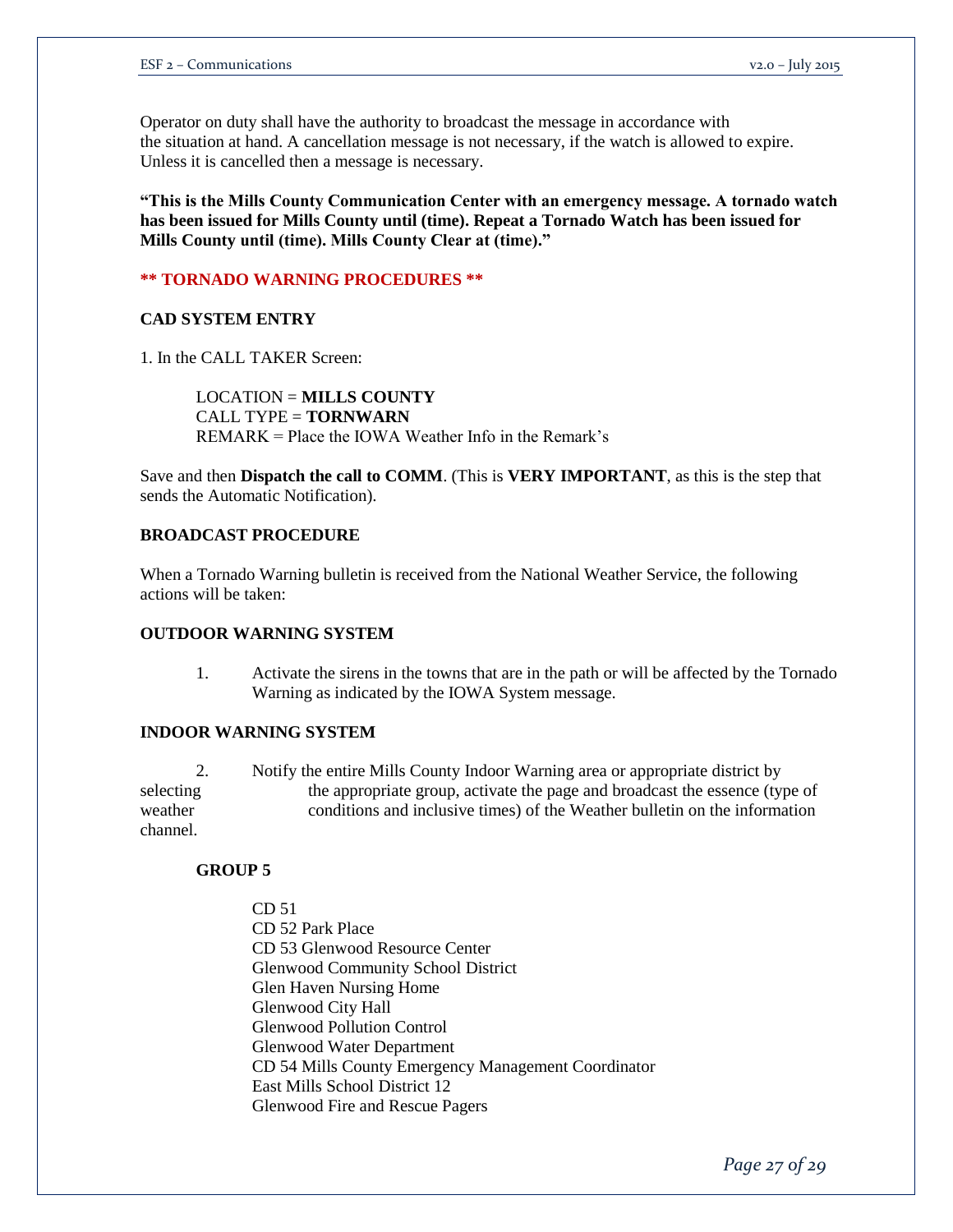Operator on duty shall have the authority to broadcast the message in accordance with the situation at hand. A cancellation message is not necessary, if the watch is allowed to expire. Unless it is cancelled then a message is necessary.

**"This is the Mills County Communication Center with an emergency message. A tornado watch has been issued for Mills County until (time). Repeat a Tornado Watch has been issued for Mills County until (time). Mills County Clear at (time)."**

**\*\* TORNADO WARNING PROCEDURES \*\***

**CAD SYSTEM ENTRY**

1. In the CALL TAKER Screen:

   LOCATION = **MILLS COUNTY**
   CALL TYPE = **TORNWARN**
   REMARK = Place the IOWA Weather Info in the Remark's

Save and then **Dispatch the call to COMM**. (This is **VERY IMPORTANT**, as this is the step that sends the Automatic Notification).

**BROADCAST PROCEDURE**

When a Tornado Warning bulletin is received from the National Weather Service, the following actions will be taken:

**OUTDOOR WARNING SYSTEM**

1. Activate the sirens in the towns that are in the path or will be affected by the Tornado Warning as indicated by the IOWA System message.

**INDOOR WARNING SYSTEM**

2. Notify the entire Mills County Indoor Warning area or appropriate district by selecting the appropriate group, activate the page and broadcast the essence (type of weather conditions and inclusive times) of the Weather bulletin on the information channel.

**GROUP 5**

- CD 51
- CD 52 Park Place
- CD 53 Glenwood Resource Center
- Glenwood Community School District
- Glen Haven Nursing Home
- Glenwood City Hall
- Glenwood Pollution Control
- Glenwood Water Department
- CD 54 Mills County Emergency Management Coordinator
- East Mills School District 12
- Glenwood Fire and Rescue Pagers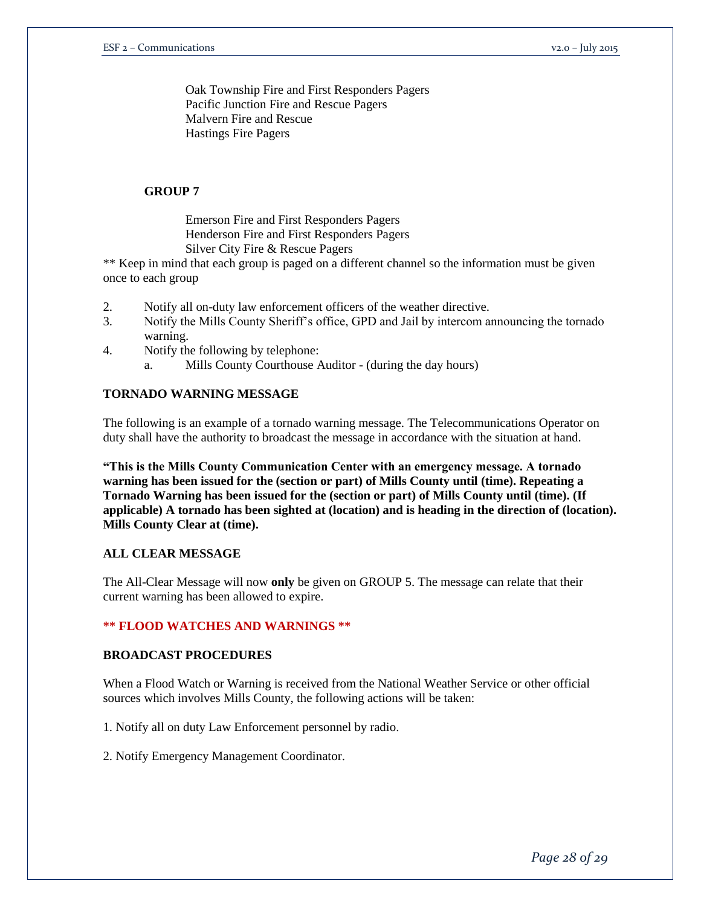Oak Township Fire and First Responders Pagers
Pacific Junction Fire and Rescue Pagers
Malvern Fire and Rescue
Hastings Fire Pagers

**GROUP 7**

Emerson Fire and First Responders Pagers
Henderson Fire and First Responders Pagers
Silver City Fire & Rescue Pagers

** Keep in mind that each group is paged on a different channel so the information must be given once to each group

2. Notify all on-duty law enforcement officers of the weather directive.
3. Notify the Mills County Sheriff's office, GPD and Jail by intercom announcing the tornado warning.
4. Notify the following by telephone:
   a. Mills County Courthouse Auditor - (during the day hours)

**TORNADO WARNING MESSAGE**

The following is an example of a tornado warning message. The Telecommunications Operator on duty shall have the authority to broadcast the message in accordance with the situation at hand.

**"This is the Mills County Communication Center with an emergency message. A tornado warning has been issued for the (section or part) of Mills County until (time). Repeating a Tornado Warning has been issued for the (section or part) of Mills County until (time). (If applicable) A tornado has been sighted at (location) and is heading in the direction of (location). Mills County Clear at (time).**

**ALL CLEAR MESSAGE**

The All-Clear Message will now **only** be given on GROUP 5. The message can relate that their current warning has been allowed to expire.

**** FLOOD WATCHES AND WARNINGS ****

**BROADCAST PROCEDURES**

When a Flood Watch or Warning is received from the National Weather Service or other official sources which involves Mills County, the following actions will be taken:

1. Notify all on duty Law Enforcement personnel by radio.

2. Notify Emergency Management Coordinator.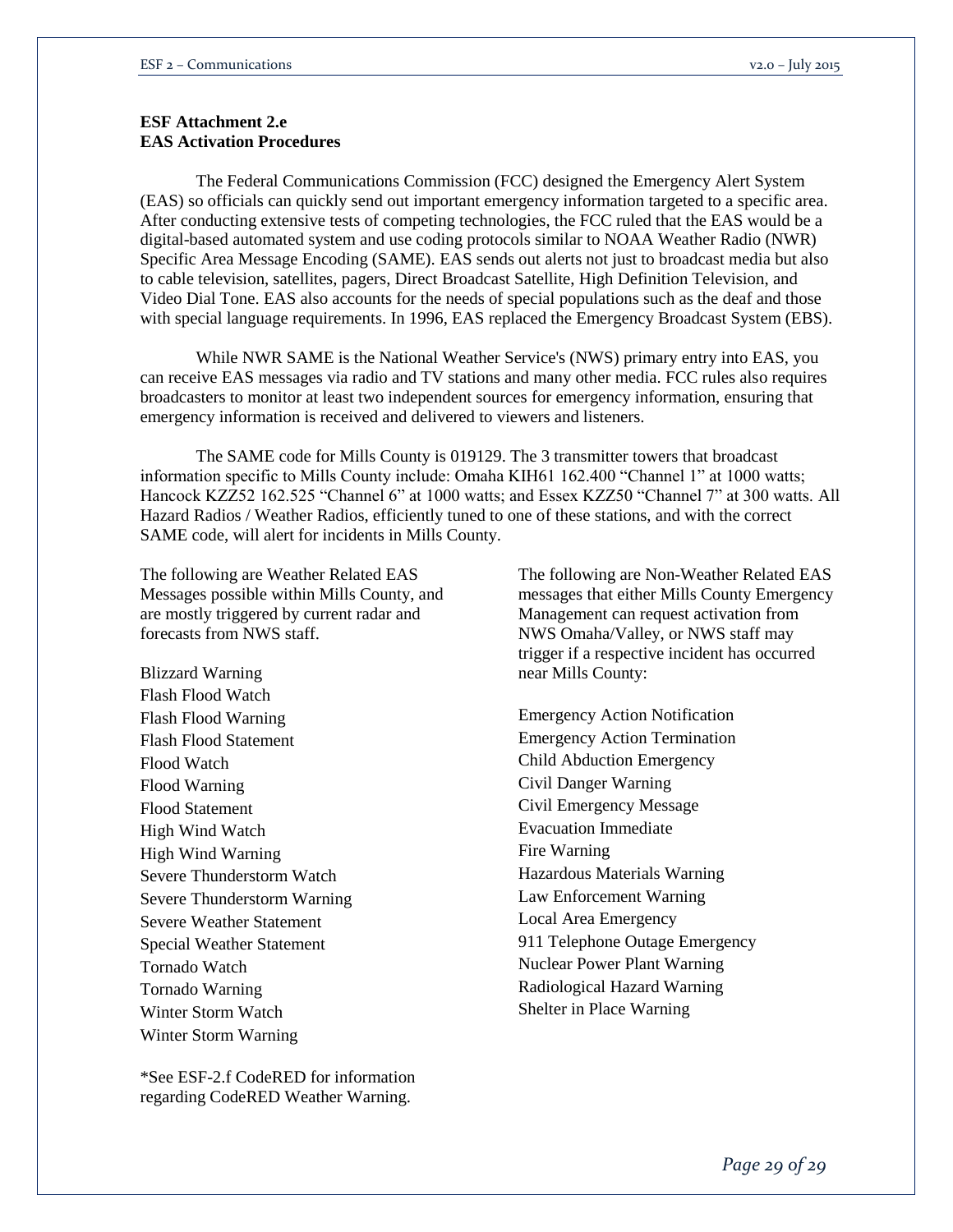**ESF Attachment 2.e**
**EAS Activation Procedures**

The Federal Communications Commission (FCC) designed the Emergency Alert System (EAS) so officials can quickly send out important emergency information targeted to a specific area. After conducting extensive tests of competing technologies, the FCC ruled that the EAS would be a digital-based automated system and use coding protocols similar to NOAA Weather Radio (NWR) Specific Area Message Encoding (SAME). EAS sends out alerts not just to broadcast media but also to cable television, satellites, pagers, Direct Broadcast Satellite, High Definition Television, and Video Dial Tone. EAS also accounts for the needs of special populations such as the deaf and those with special language requirements. In 1996, EAS replaced the Emergency Broadcast System (EBS).

While NWR SAME is the National Weather Service's (NWS) primary entry into EAS, you can receive EAS messages via radio and TV stations and many other media. FCC rules also requires broadcasters to monitor at least two independent sources for emergency information, ensuring that emergency information is received and delivered to viewers and listeners.

The SAME code for Mills County is 019129. The 3 transmitter towers that broadcast information specific to Mills County include: Omaha KIH61 162.400 "Channel 1" at 1000 watts; Hancock KZZ52 162.525 "Channel 6" at 1000 watts; and Essex KZZ50 "Channel 7" at 300 watts. All Hazard Radios / Weather Radios, efficiently tuned to one of these stations, and with the correct SAME code, will alert for incidents in Mills County.

The following are Weather Related EAS Messages possible within Mills County, and are mostly triggered by current radar and forecasts from NWS staff.

Blizzard Warning
Flash Flood Watch
Flash Flood Warning
Flash Flood Statement
Flood Watch
Flood Warning
Flood Statement
High Wind Watch
High Wind Warning
Severe Thunderstorm Watch
Severe Thunderstorm Warning
Severe Weather Statement
Special Weather Statement
Tornado Watch
Tornado Warning
Winter Storm Watch
Winter Storm Warning

*See ESF-2.f CodeRED for information regarding CodeRED Weather Warning.

The following are Non-Weather Related EAS messages that either Mills County Emergency Management can request activation from NWS Omaha/Valley, or NWS staff may trigger if a respective incident has occurred near Mills County:

Emergency Action Notification
Emergency Action Termination
Child Abduction Emergency
Civil Danger Warning
Civil Emergency Message
Evacuation Immediate
Fire Warning
Hazardous Materials Warning
Law Enforcement Warning
Local Area Emergency
911 Telephone Outage Emergency
Nuclear Power Plant Warning
Radiological Hazard Warning
Shelter in Place Warning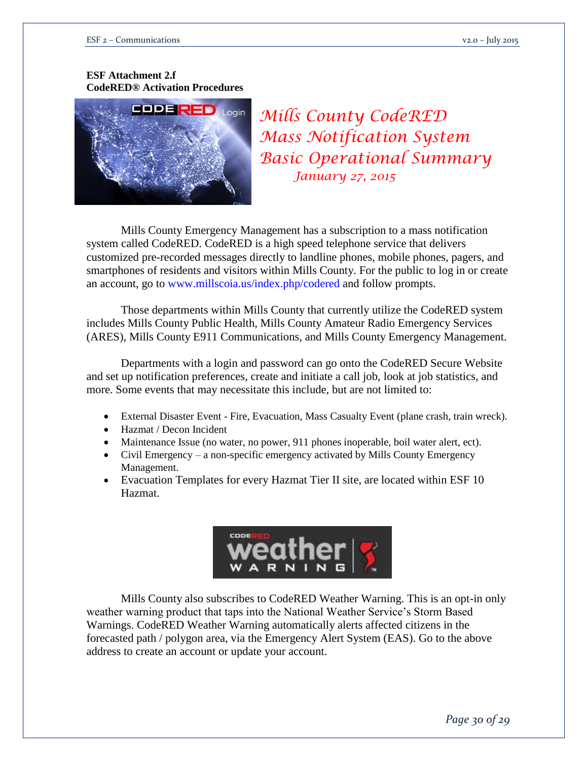**ESF Attachment 2.f**
**CodeRED® Activation Procedures**

*Mills County CodeRED*
*Mass Notification System*
*Basic Operational Summary*
*January 27, 2015*

Mills County Emergency Management has a subscription to a mass notification system called CodeRED. CodeRED is a high speed telephone service that delivers customized pre-recorded messages directly to landline phones, mobile phones, pagers, and smartphones of residents and visitors within Mills County. For the public to log in or create an account, go to www.millscoia.us/index.php/codered and follow prompts.

Those departments within Mills County that currently utilize the CodeRED system includes Mills County Public Health, Mills County Amateur Radio Emergency Services (ARES), Mills County E911 Communications, and Mills County Emergency Management.

Departments with a login and password can go onto the CodeRED Secure Website and set up notification preferences, create and initiate a call job, look at job statistics, and more. Some events that may necessitate this include, but are not limited to:

- External Disaster Event - Fire, Evacuation, Mass Casualty Event (plane crash, train wreck).
- Hazmat / Decon Incident
- Maintenance Issue (no water, no power, 911 phones inoperable, boil water alert, ect).
- Civil Emergency – a non-specific emergency activated by Mills County Emergency Management.
- Evacuation Templates for every Hazmat Tier II site, are located within ESF 10 Hazmat.

Mills County also subscribes to CodeRED Weather Warning. This is an opt-in only weather warning product that taps into the National Weather Service's Storm Based Warnings. CodeRED Weather Warning automatically alerts affected citizens in the forecasted path / polygon area, via the Emergency Alert System (EAS). Go to the above address to create an account or update your account.